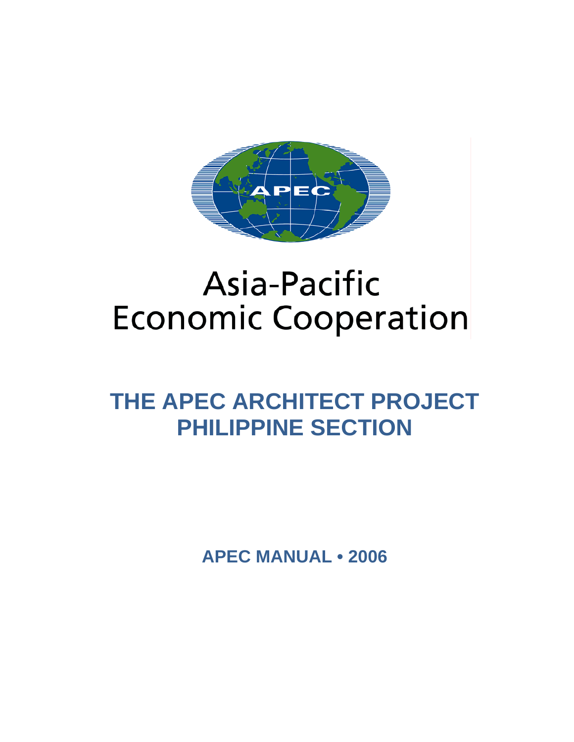Asia-Pacific
Economic Cooperation

# THE APEC ARCHITECT PROJECT
# PHILIPPINE SECTION

**APEC MANUAL • 2006**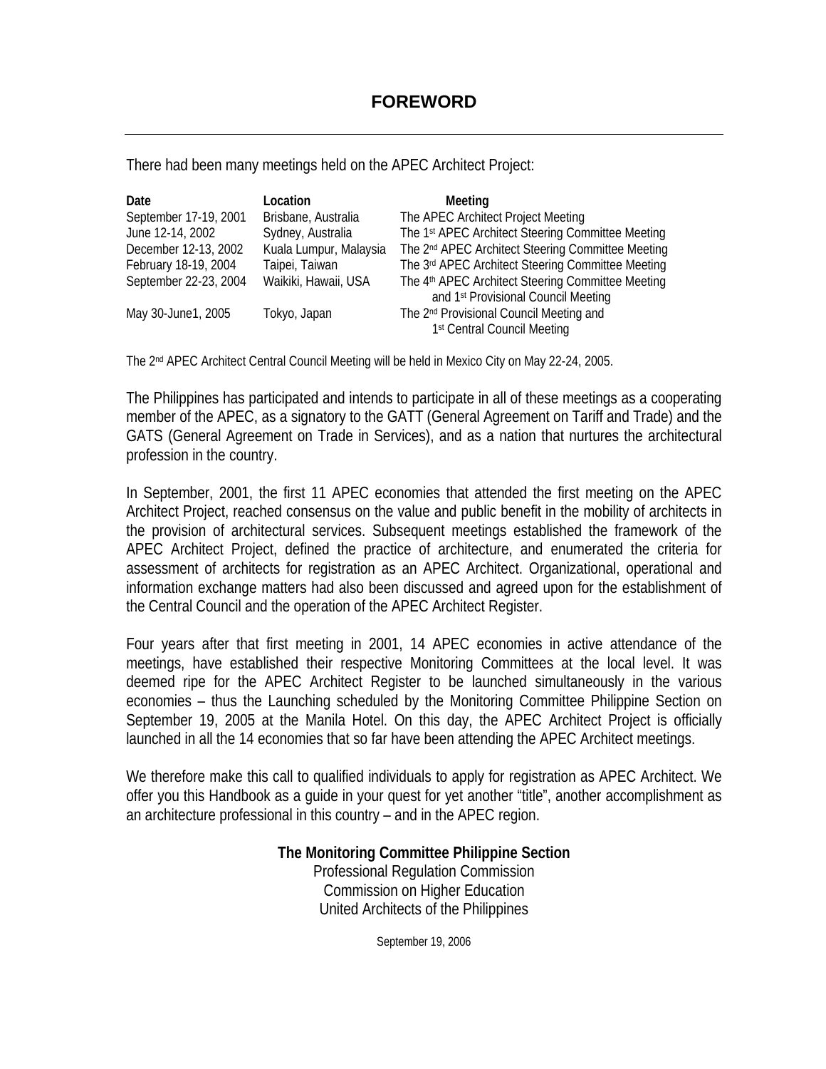# FOREWORD

There had been many meetings held on the APEC Architect Project:

| Date | Location | Meeting |
| --- | --- | --- |
| September 17-19, 2001 | Brisbane, Australia | The APEC Architect Project Meeting |
| June 12-14, 2002 | Sydney, Australia | The 1st APEC Architect Steering Committee Meeting |
| December 12-13, 2002 | Kuala Lumpur, Malaysia | The 2nd APEC Architect Steering Committee Meeting |
| February 18-19, 2004 | Taipei, Taiwan | The 3rd APEC Architect Steering Committee Meeting |
| September 22-23, 2004 | Waikiki, Hawaii, USA | The 4th APEC Architect Steering Committee Meeting and 1st Provisional Council Meeting |
| May 30-June1, 2005 | Tokyo, Japan | The 2nd Provisional Council Meeting and 1st Central Council Meeting |

The 2nd APEC Architect Central Council Meeting will be held in Mexico City on May 22-24, 2005.

The Philippines has participated and intends to participate in all of these meetings as a cooperating member of the APEC, as a signatory to the GATT (General Agreement on Tariff and Trade) and the GATS (General Agreement on Trade in Services), and as a nation that nurtures the architectural profession in the country.

In September, 2001, the first 11 APEC economies that attended the first meeting on the APEC Architect Project, reached consensus on the value and public benefit in the mobility of architects in the provision of architectural services. Subsequent meetings established the framework of the APEC Architect Project, defined the practice of architecture, and enumerated the criteria for assessment of architects for registration as an APEC Architect. Organizational, operational and information exchange matters had also been discussed and agreed upon for the establishment of the Central Council and the operation of the APEC Architect Register.

Four years after that first meeting in 2001, 14 APEC economies in active attendance of the meetings, have established their respective Monitoring Committees at the local level. It was deemed ripe for the APEC Architect Register to be launched simultaneously in the various economies – thus the Launching scheduled by the Monitoring Committee Philippine Section on September 19, 2005 at the Manila Hotel. On this day, the APEC Architect Project is officially launched in all the 14 economies that so far have been attending the APEC Architect meetings.

We therefore make this call to qualified individuals to apply for registration as APEC Architect. We offer you this Handbook as a guide in your quest for yet another "title", another accomplishment as an architecture professional in this country – and in the APEC region.

**The Monitoring Committee Philippine Section**
Professional Regulation Commission
Commission on Higher Education
United Architects of the Philippines

September 19, 2006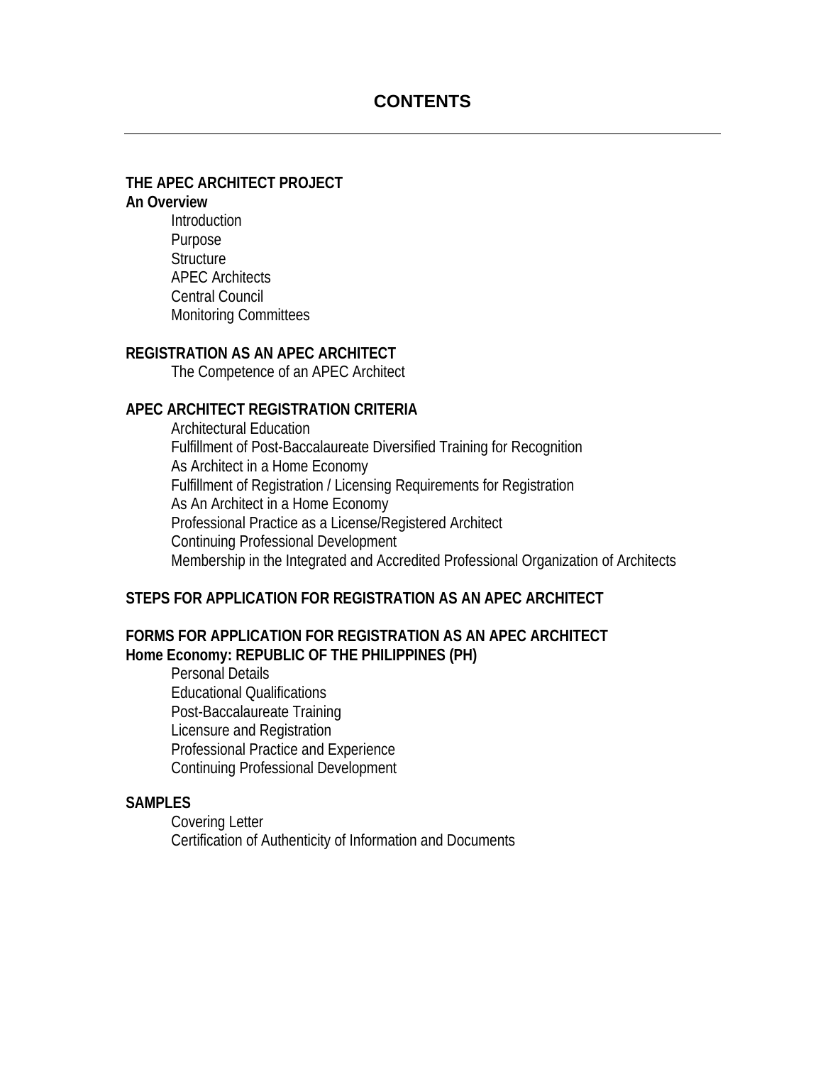# CONTENTS

---

**THE APEC ARCHITECT PROJECT**
**An Overview**

- Introduction
- Purpose
- Structure
- APEC Architects
- Central Council
- Monitoring Committees

**REGISTRATION AS AN APEC ARCHITECT**

- The Competence of an APEC Architect

**APEC ARCHITECT REGISTRATION CRITERIA**

- Architectural Education
- Fulfillment of Post-Baccalaureate Diversified Training for Recognition As Architect in a Home Economy
- Fulfillment of Registration / Licensing Requirements for Registration As An Architect in a Home Economy
- Professional Practice as a License/Registered Architect
- Continuing Professional Development
- Membership in the Integrated and Accredited Professional Organization of Architects

**STEPS FOR APPLICATION FOR REGISTRATION AS AN APEC ARCHITECT**

**FORMS FOR APPLICATION FOR REGISTRATION AS AN APEC ARCHITECT**
**Home Economy: REPUBLIC OF THE PHILIPPINES (PH)**

- Personal Details
- Educational Qualifications
- Post-Baccalaureate Training
- Licensure and Registration
- Professional Practice and Experience
- Continuing Professional Development

**SAMPLES**

- Covering Letter
- Certification of Authenticity of Information and Documents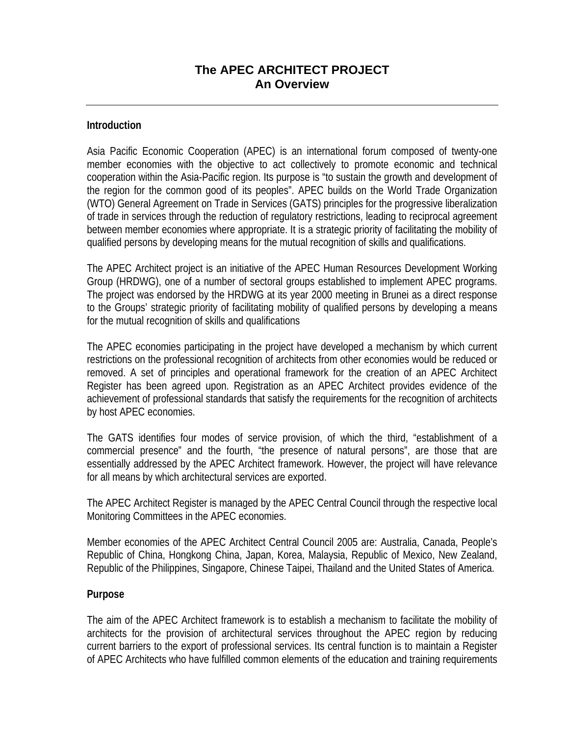# The APEC ARCHITECT PROJECT
## An Overview

---

**Introduction**

Asia Pacific Economic Cooperation (APEC) is an international forum composed of twenty-one member economies with the objective to act collectively to promote economic and technical cooperation within the Asia-Pacific region. Its purpose is "to sustain the growth and development of the region for the common good of its peoples". APEC builds on the World Trade Organization (WTO) General Agreement on Trade in Services (GATS) principles for the progressive liberalization of trade in services through the reduction of regulatory restrictions, leading to reciprocal agreement between member economies where appropriate. It is a strategic priority of facilitating the mobility of qualified persons by developing means for the mutual recognition of skills and qualifications.

The APEC Architect project is an initiative of the APEC Human Resources Development Working Group (HRDWG), one of a number of sectoral groups established to implement APEC programs. The project was endorsed by the HRDWG at its year 2000 meeting in Brunei as a direct response to the Groups' strategic priority of facilitating mobility of qualified persons by developing a means for the mutual recognition of skills and qualifications

The APEC economies participating in the project have developed a mechanism by which current restrictions on the professional recognition of architects from other economies would be reduced or removed. A set of principles and operational framework for the creation of an APEC Architect Register has been agreed upon. Registration as an APEC Architect provides evidence of the achievement of professional standards that satisfy the requirements for the recognition of architects by host APEC economies.

The GATS identifies four modes of service provision, of which the third, "establishment of a commercial presence" and the fourth, "the presence of natural persons", are those that are essentially addressed by the APEC Architect framework. However, the project will have relevance for all means by which architectural services are exported.

The APEC Architect Register is managed by the APEC Central Council through the respective local Monitoring Committees in the APEC economies.

Member economies of the APEC Architect Central Council 2005 are: Australia, Canada, People's Republic of China, Hongkong China, Japan, Korea, Malaysia, Republic of Mexico, New Zealand, Republic of the Philippines, Singapore, Chinese Taipei, Thailand and the United States of America.

**Purpose**

The aim of the APEC Architect framework is to establish a mechanism to facilitate the mobility of architects for the provision of architectural services throughout the APEC region by reducing current barriers to the export of professional services. Its central function is to maintain a Register of APEC Architects who have fulfilled common elements of the education and training requirements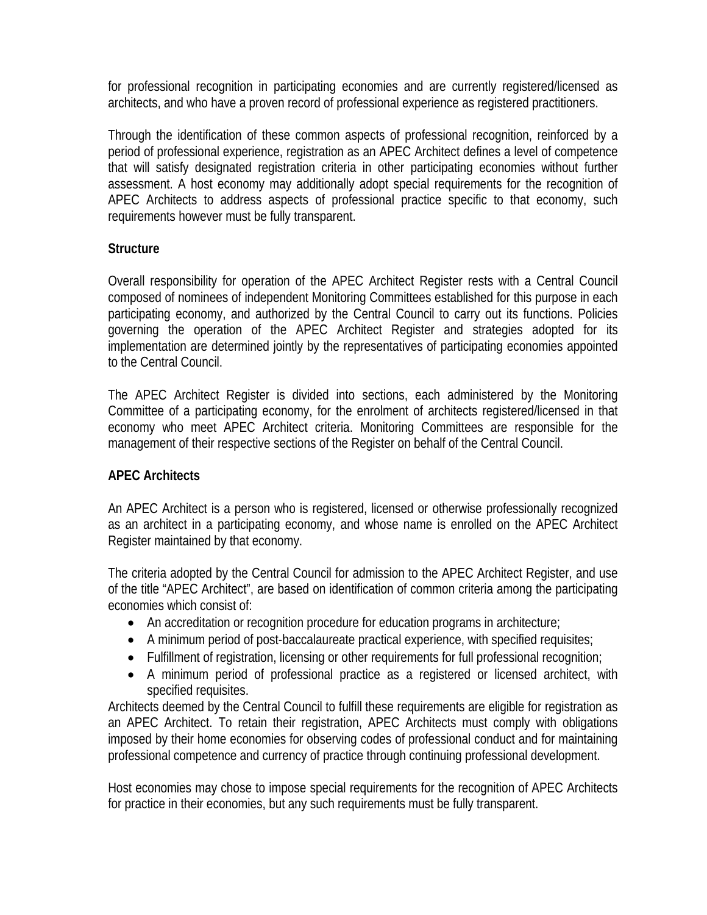for professional recognition in participating economies and are currently registered/licensed as architects, and who have a proven record of professional experience as registered practitioners.

Through the identification of these common aspects of professional recognition, reinforced by a period of professional experience, registration as an APEC Architect defines a level of competence that will satisfy designated registration criteria in other participating economies without further assessment. A host economy may additionally adopt special requirements for the recognition of APEC Architects to address aspects of professional practice specific to that economy, such requirements however must be fully transparent.

**Structure**

Overall responsibility for operation of the APEC Architect Register rests with a Central Council composed of nominees of independent Monitoring Committees established for this purpose in each participating economy, and authorized by the Central Council to carry out its functions. Policies governing the operation of the APEC Architect Register and strategies adopted for its implementation are determined jointly by the representatives of participating economies appointed to the Central Council.

The APEC Architect Register is divided into sections, each administered by the Monitoring Committee of a participating economy, for the enrolment of architects registered/licensed in that economy who meet APEC Architect criteria. Monitoring Committees are responsible for the management of their respective sections of the Register on behalf of the Central Council.

**APEC Architects**

An APEC Architect is a person who is registered, licensed or otherwise professionally recognized as an architect in a participating economy, and whose name is enrolled on the APEC Architect Register maintained by that economy.

The criteria adopted by the Central Council for admission to the APEC Architect Register, and use of the title "APEC Architect", are based on identification of common criteria among the participating economies which consist of:

- An accreditation or recognition procedure for education programs in architecture;
- A minimum period of post-baccalaureate practical experience, with specified requisites;
- Fulfillment of registration, licensing or other requirements for full professional recognition;
- A minimum period of professional practice as a registered or licensed architect, with specified requisites.

Architects deemed by the Central Council to fulfill these requirements are eligible for registration as an APEC Architect. To retain their registration, APEC Architects must comply with obligations imposed by their home economies for observing codes of professional conduct and for maintaining professional competence and currency of practice through continuing professional development.

Host economies may chose to impose special requirements for the recognition of APEC Architects for practice in their economies, but any such requirements must be fully transparent.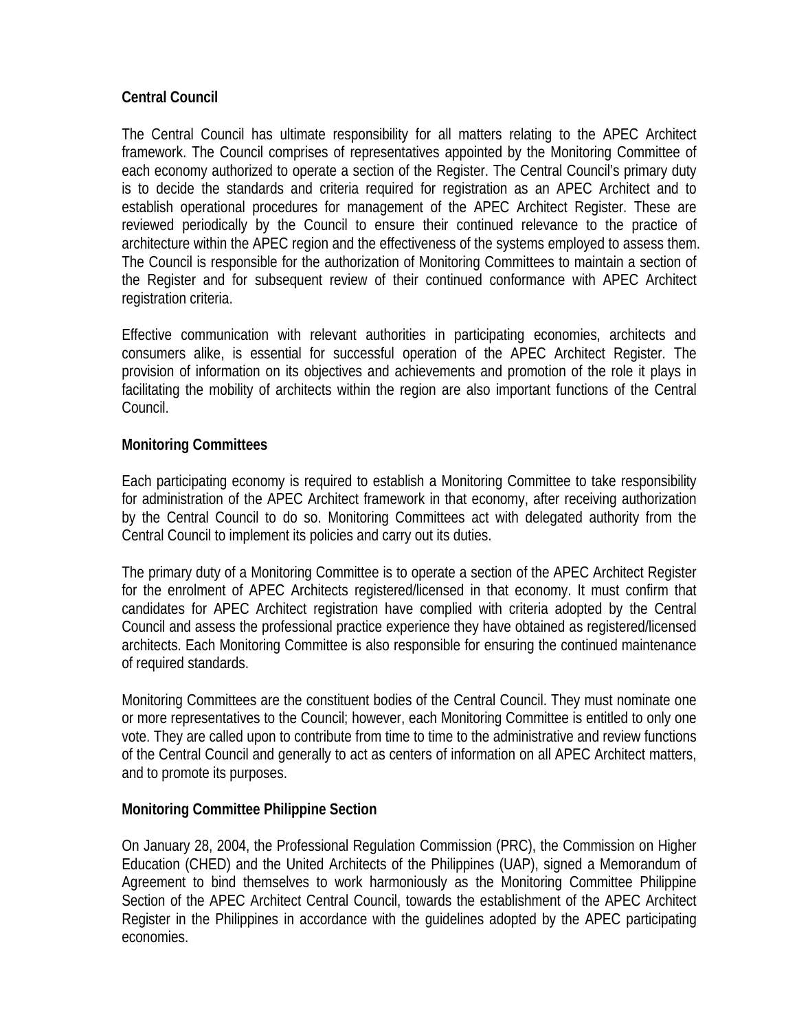**Central Council**

The Central Council has ultimate responsibility for all matters relating to the APEC Architect framework. The Council comprises of representatives appointed by the Monitoring Committee of each economy authorized to operate a section of the Register. The Central Council's primary duty is to decide the standards and criteria required for registration as an APEC Architect and to establish operational procedures for management of the APEC Architect Register. These are reviewed periodically by the Council to ensure their continued relevance to the practice of architecture within the APEC region and the effectiveness of the systems employed to assess them. The Council is responsible for the authorization of Monitoring Committees to maintain a section of the Register and for subsequent review of their continued conformance with APEC Architect registration criteria.

Effective communication with relevant authorities in participating economies, architects and consumers alike, is essential for successful operation of the APEC Architect Register. The provision of information on its objectives and achievements and promotion of the role it plays in facilitating the mobility of architects within the region are also important functions of the Central Council.

**Monitoring Committees**

Each participating economy is required to establish a Monitoring Committee to take responsibility for administration of the APEC Architect framework in that economy, after receiving authorization by the Central Council to do so. Monitoring Committees act with delegated authority from the Central Council to implement its policies and carry out its duties.

The primary duty of a Monitoring Committee is to operate a section of the APEC Architect Register for the enrolment of APEC Architects registered/licensed in that economy. It must confirm that candidates for APEC Architect registration have complied with criteria adopted by the Central Council and assess the professional practice experience they have obtained as registered/licensed architects. Each Monitoring Committee is also responsible for ensuring the continued maintenance of required standards.

Monitoring Committees are the constituent bodies of the Central Council. They must nominate one or more representatives to the Council; however, each Monitoring Committee is entitled to only one vote. They are called upon to contribute from time to time to the administrative and review functions of the Central Council and generally to act as centers of information on all APEC Architect matters, and to promote its purposes.

**Monitoring Committee Philippine Section**

On January 28, 2004, the Professional Regulation Commission (PRC), the Commission on Higher Education (CHED) and the United Architects of the Philippines (UAP), signed a Memorandum of Agreement to bind themselves to work harmoniously as the Monitoring Committee Philippine Section of the APEC Architect Central Council, towards the establishment of the APEC Architect Register in the Philippines in accordance with the guidelines adopted by the APEC participating economies.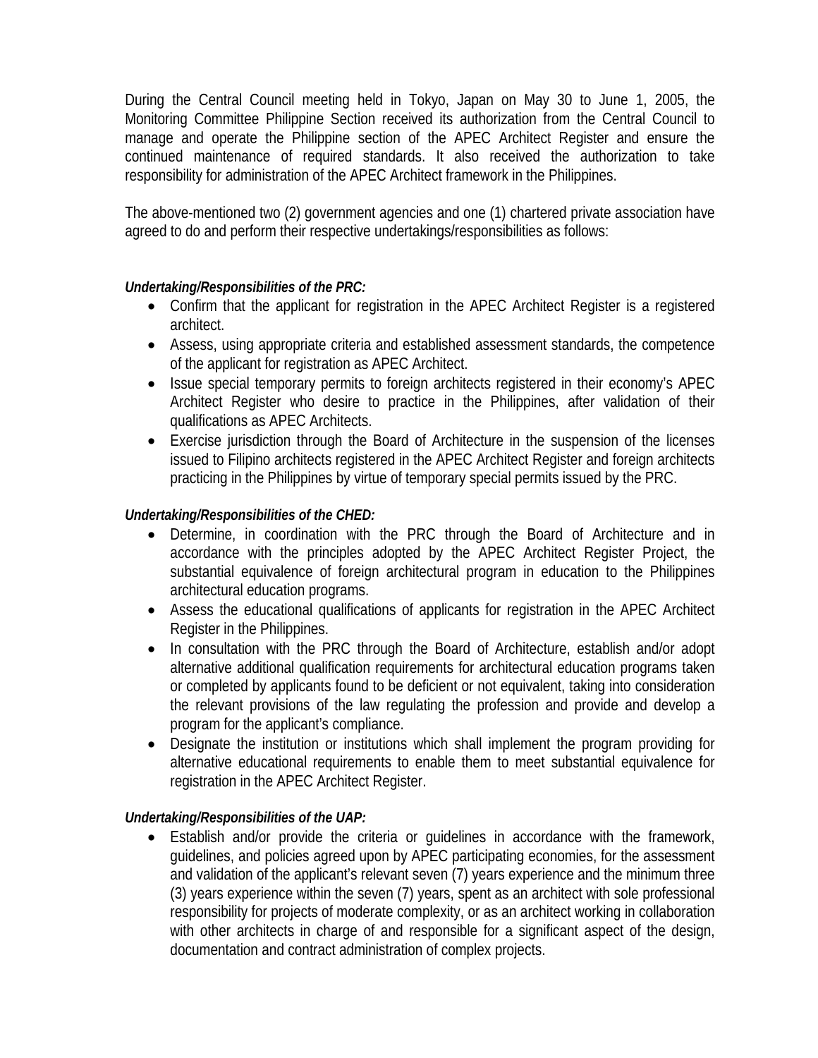During the Central Council meeting held in Tokyo, Japan on May 30 to June 1, 2005, the Monitoring Committee Philippine Section received its authorization from the Central Council to manage and operate the Philippine section of the APEC Architect Register and ensure the continued maintenance of required standards. It also received the authorization to take responsibility for administration of the APEC Architect framework in the Philippines.

The above-mentioned two (2) government agencies and one (1) chartered private association have agreed to do and perform their respective undertakings/responsibilities as follows:

***Undertaking/Responsibilities of the PRC:***

- Confirm that the applicant for registration in the APEC Architect Register is a registered architect.
- Assess, using appropriate criteria and established assessment standards, the competence of the applicant for registration as APEC Architect.
- Issue special temporary permits to foreign architects registered in their economy's APEC Architect Register who desire to practice in the Philippines, after validation of their qualifications as APEC Architects.
- Exercise jurisdiction through the Board of Architecture in the suspension of the licenses issued to Filipino architects registered in the APEC Architect Register and foreign architects practicing in the Philippines by virtue of temporary special permits issued by the PRC.

***Undertaking/Responsibilities of the CHED:***

- Determine, in coordination with the PRC through the Board of Architecture and in accordance with the principles adopted by the APEC Architect Register Project, the substantial equivalence of foreign architectural program in education to the Philippines architectural education programs.
- Assess the educational qualifications of applicants for registration in the APEC Architect Register in the Philippines.
- In consultation with the PRC through the Board of Architecture, establish and/or adopt alternative additional qualification requirements for architectural education programs taken or completed by applicants found to be deficient or not equivalent, taking into consideration the relevant provisions of the law regulating the profession and provide and develop a program for the applicant's compliance.
- Designate the institution or institutions which shall implement the program providing for alternative educational requirements to enable them to meet substantial equivalence for registration in the APEC Architect Register.

***Undertaking/Responsibilities of the UAP:***

- Establish and/or provide the criteria or guidelines in accordance with the framework, guidelines, and policies agreed upon by APEC participating economies, for the assessment and validation of the applicant's relevant seven (7) years experience and the minimum three (3) years experience within the seven (7) years, spent as an architect with sole professional responsibility for projects of moderate complexity, or as an architect working in collaboration with other architects in charge of and responsible for a significant aspect of the design, documentation and contract administration of complex projects.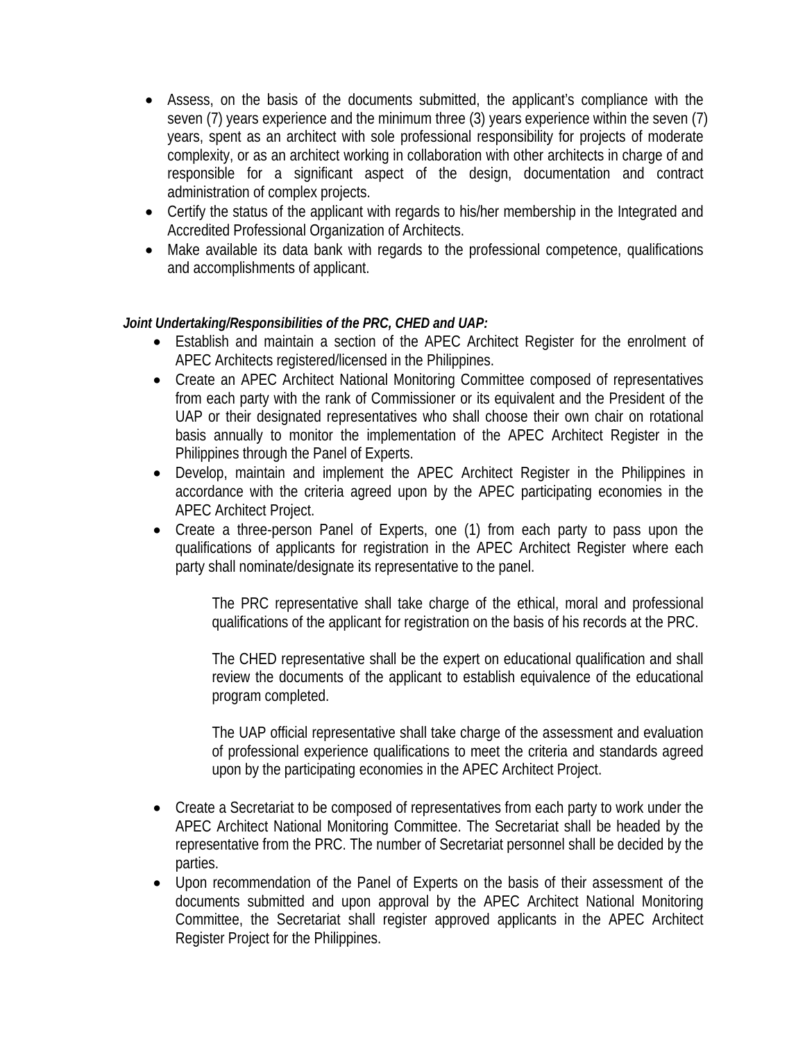- Assess, on the basis of the documents submitted, the applicant's compliance with the seven (7) years experience and the minimum three (3) years experience within the seven (7) years, spent as an architect with sole professional responsibility for projects of moderate complexity, or as an architect working in collaboration with other architects in charge of and responsible for a significant aspect of the design, documentation and contract administration of complex projects.
- Certify the status of the applicant with regards to his/her membership in the Integrated and Accredited Professional Organization of Architects.
- Make available its data bank with regards to the professional competence, qualifications and accomplishments of applicant.

***Joint Undertaking/Responsibilities of the PRC, CHED and UAP:***

- Establish and maintain a section of the APEC Architect Register for the enrolment of APEC Architects registered/licensed in the Philippines.
- Create an APEC Architect National Monitoring Committee composed of representatives from each party with the rank of Commissioner or its equivalent and the President of the UAP or their designated representatives who shall choose their own chair on rotational basis annually to monitor the implementation of the APEC Architect Register in the Philippines through the Panel of Experts.
- Develop, maintain and implement the APEC Architect Register in the Philippines in accordance with the criteria agreed upon by the APEC participating economies in the APEC Architect Project.
- Create a three-person Panel of Experts, one (1) from each party to pass upon the qualifications of applicants for registration in the APEC Architect Register where each party shall nominate/designate its representative to the panel.

  The PRC representative shall take charge of the ethical, moral and professional qualifications of the applicant for registration on the basis of his records at the PRC.

  The CHED representative shall be the expert on educational qualification and shall review the documents of the applicant to establish equivalence of the educational program completed.

  The UAP official representative shall take charge of the assessment and evaluation of professional experience qualifications to meet the criteria and standards agreed upon by the participating economies in the APEC Architect Project.

- Create a Secretariat to be composed of representatives from each party to work under the APEC Architect National Monitoring Committee. The Secretariat shall be headed by the representative from the PRC. The number of Secretariat personnel shall be decided by the parties.
- Upon recommendation of the Panel of Experts on the basis of their assessment of the documents submitted and upon approval by the APEC Architect National Monitoring Committee, the Secretariat shall register approved applicants in the APEC Architect Register Project for the Philippines.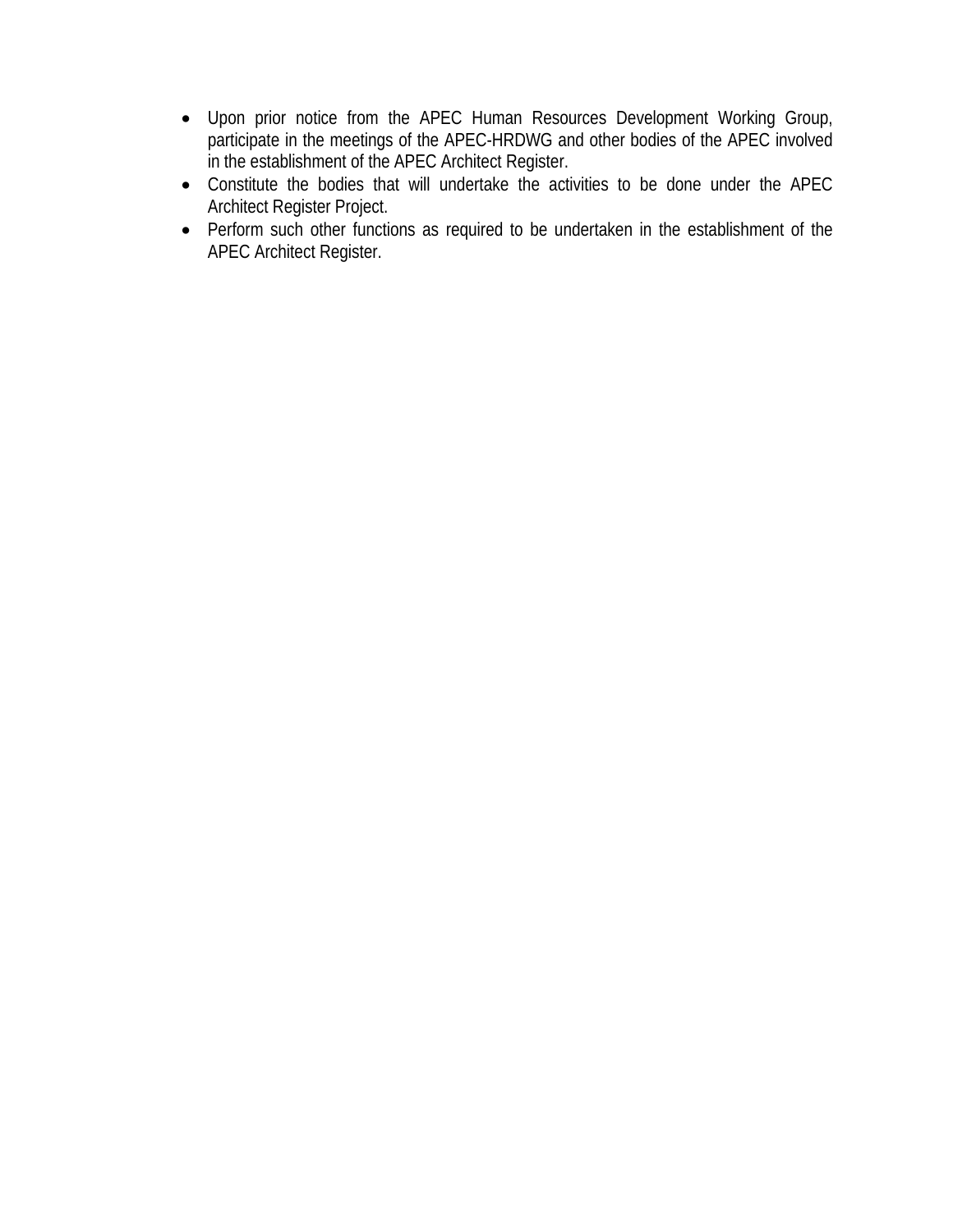- Upon prior notice from the APEC Human Resources Development Working Group, participate in the meetings of the APEC-HRDWG and other bodies of the APEC involved in the establishment of the APEC Architect Register.
- Constitute the bodies that will undertake the activities to be done under the APEC Architect Register Project.
- Perform such other functions as required to be undertaken in the establishment of the APEC Architect Register.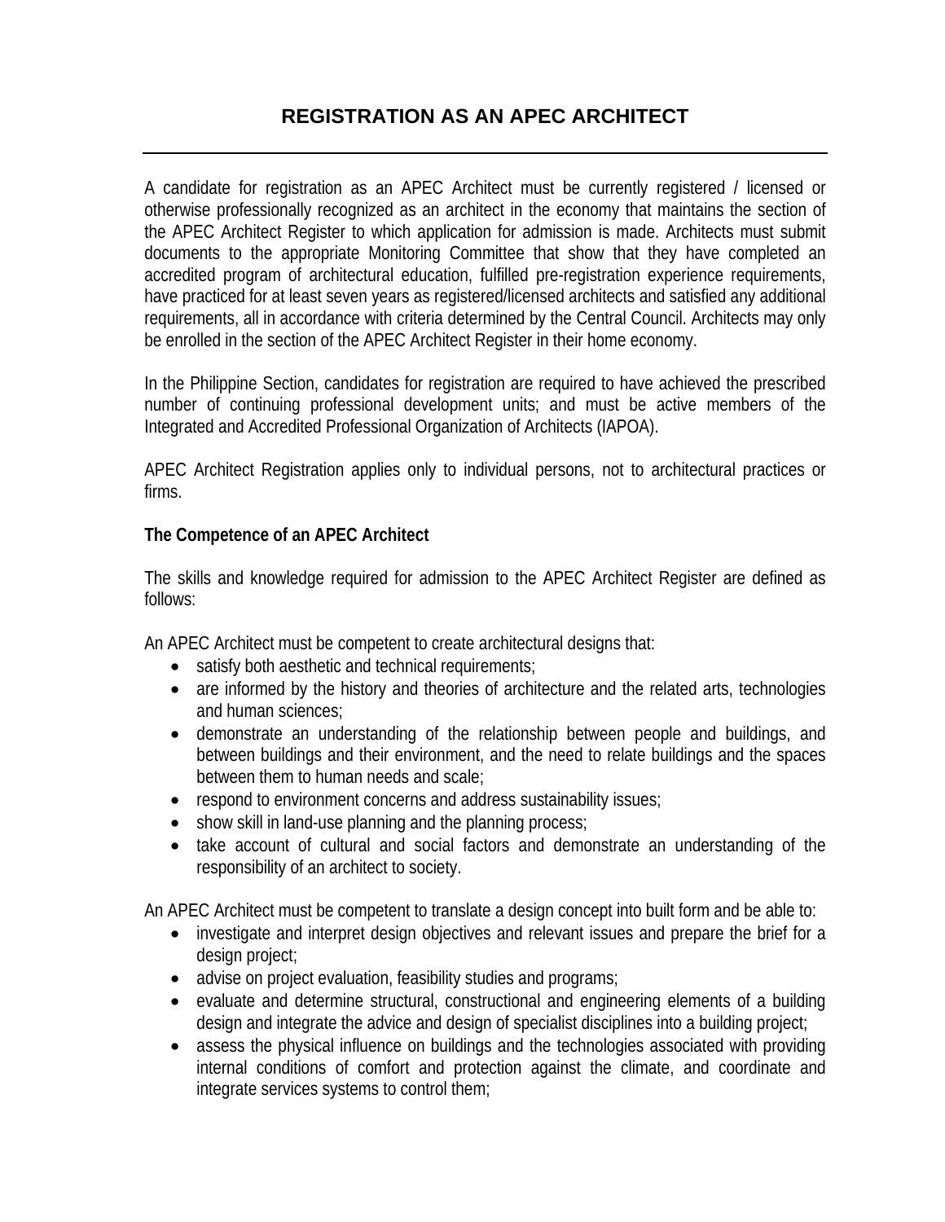# REGISTRATION AS AN APEC ARCHITECT

---

A candidate for registration as an APEC Architect must be currently registered / licensed or otherwise professionally recognized as an architect in the economy that maintains the section of the APEC Architect Register to which application for admission is made. Architects must submit documents to the appropriate Monitoring Committee that show that they have completed an accredited program of architectural education, fulfilled pre-registration experience requirements, have practiced for at least seven years as registered/licensed architects and satisfied any additional requirements, all in accordance with criteria determined by the Central Council. Architects may only be enrolled in the section of the APEC Architect Register in their home economy.

In the Philippine Section, candidates for registration are required to have achieved the prescribed number of continuing professional development units; and must be active members of the Integrated and Accredited Professional Organization of Architects (IAPOA).

APEC Architect Registration applies only to individual persons, not to architectural practices or firms.

**The Competence of an APEC Architect**

The skills and knowledge required for admission to the APEC Architect Register are defined as follows:

An APEC Architect must be competent to create architectural designs that:

- satisfy both aesthetic and technical requirements;
- are informed by the history and theories of architecture and the related arts, technologies and human sciences;
- demonstrate an understanding of the relationship between people and buildings, and between buildings and their environment, and the need to relate buildings and the spaces between them to human needs and scale;
- respond to environment concerns and address sustainability issues;
- show skill in land-use planning and the planning process;
- take account of cultural and social factors and demonstrate an understanding of the responsibility of an architect to society.

An APEC Architect must be competent to translate a design concept into built form and be able to:

- investigate and interpret design objectives and relevant issues and prepare the brief for a design project;
- advise on project evaluation, feasibility studies and programs;
- evaluate and determine structural, constructional and engineering elements of a building design and integrate the advice and design of specialist disciplines into a building project;
- assess the physical influence on buildings and the technologies associated with providing internal conditions of comfort and protection against the climate, and coordinate and integrate services systems to control them;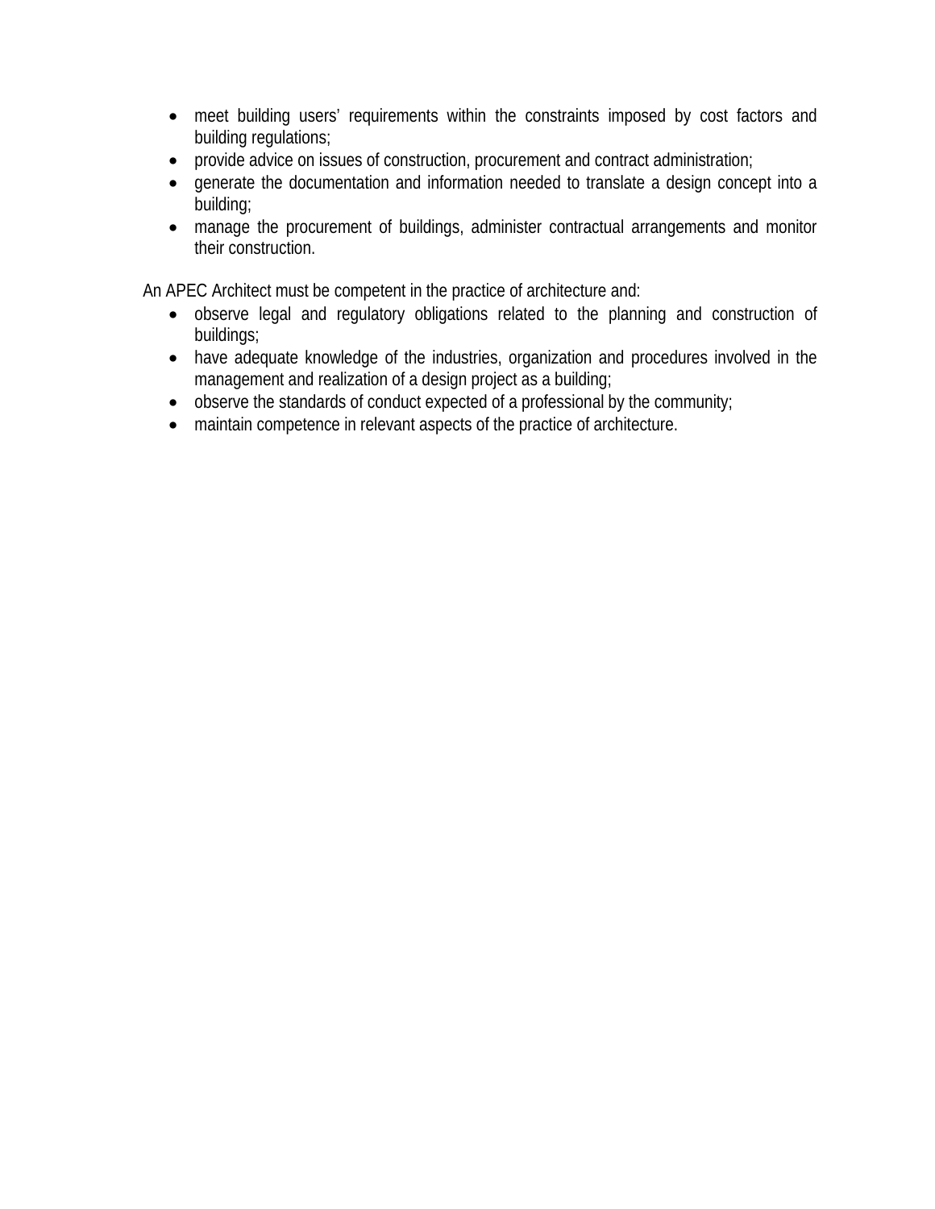- meet building users’ requirements within the constraints imposed by cost factors and building regulations;
- provide advice on issues of construction, procurement and contract administration;
- generate the documentation and information needed to translate a design concept into a building;
- manage the procurement of buildings, administer contractual arrangements and monitor their construction.

An APEC Architect must be competent in the practice of architecture and:

- observe legal and regulatory obligations related to the planning and construction of buildings;
- have adequate knowledge of the industries, organization and procedures involved in the management and realization of a design project as a building;
- observe the standards of conduct expected of a professional by the community;
- maintain competence in relevant aspects of the practice of architecture.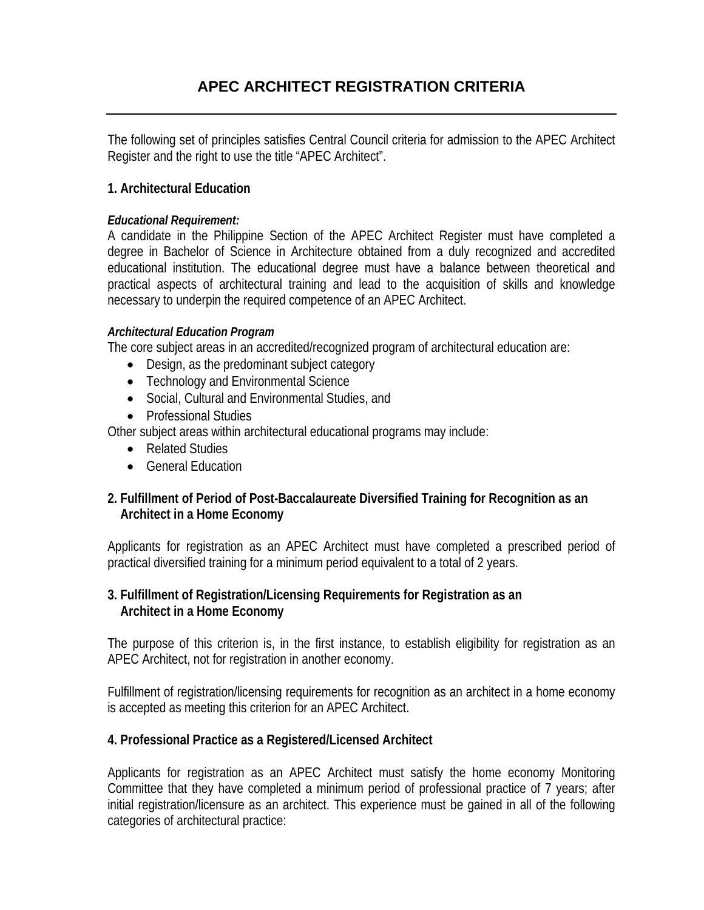# APEC ARCHITECT REGISTRATION CRITERIA

---

The following set of principles satisfies Central Council criteria for admission to the APEC Architect Register and the right to use the title "APEC Architect".

### 1. Architectural Education

***Educational Requirement:***
A candidate in the Philippine Section of the APEC Architect Register must have completed a degree in Bachelor of Science in Architecture obtained from a duly recognized and accredited educational institution. The educational degree must have a balance between theoretical and practical aspects of architectural training and lead to the acquisition of skills and knowledge necessary to underpin the required competence of an APEC Architect.

***Architectural Education Program***
The core subject areas in an accredited/recognized program of architectural education are:

- Design, as the predominant subject category
- Technology and Environmental Science
- Social, Cultural and Environmental Studies, and
- Professional Studies

Other subject areas within architectural educational programs may include:

- Related Studies
- General Education

### 2. Fulfillment of Period of Post-Baccalaureate Diversified Training for Recognition as an Architect in a Home Economy

Applicants for registration as an APEC Architect must have completed a prescribed period of practical diversified training for a minimum period equivalent to a total of 2 years.

### 3. Fulfillment of Registration/Licensing Requirements for Registration as an Architect in a Home Economy

The purpose of this criterion is, in the first instance, to establish eligibility for registration as an APEC Architect, not for registration in another economy.

Fulfillment of registration/licensing requirements for recognition as an architect in a home economy is accepted as meeting this criterion for an APEC Architect.

### 4. Professional Practice as a Registered/Licensed Architect

Applicants for registration as an APEC Architect must satisfy the home economy Monitoring Committee that they have completed a minimum period of professional practice of 7 years; after initial registration/licensure as an architect. This experience must be gained in all of the following categories of architectural practice: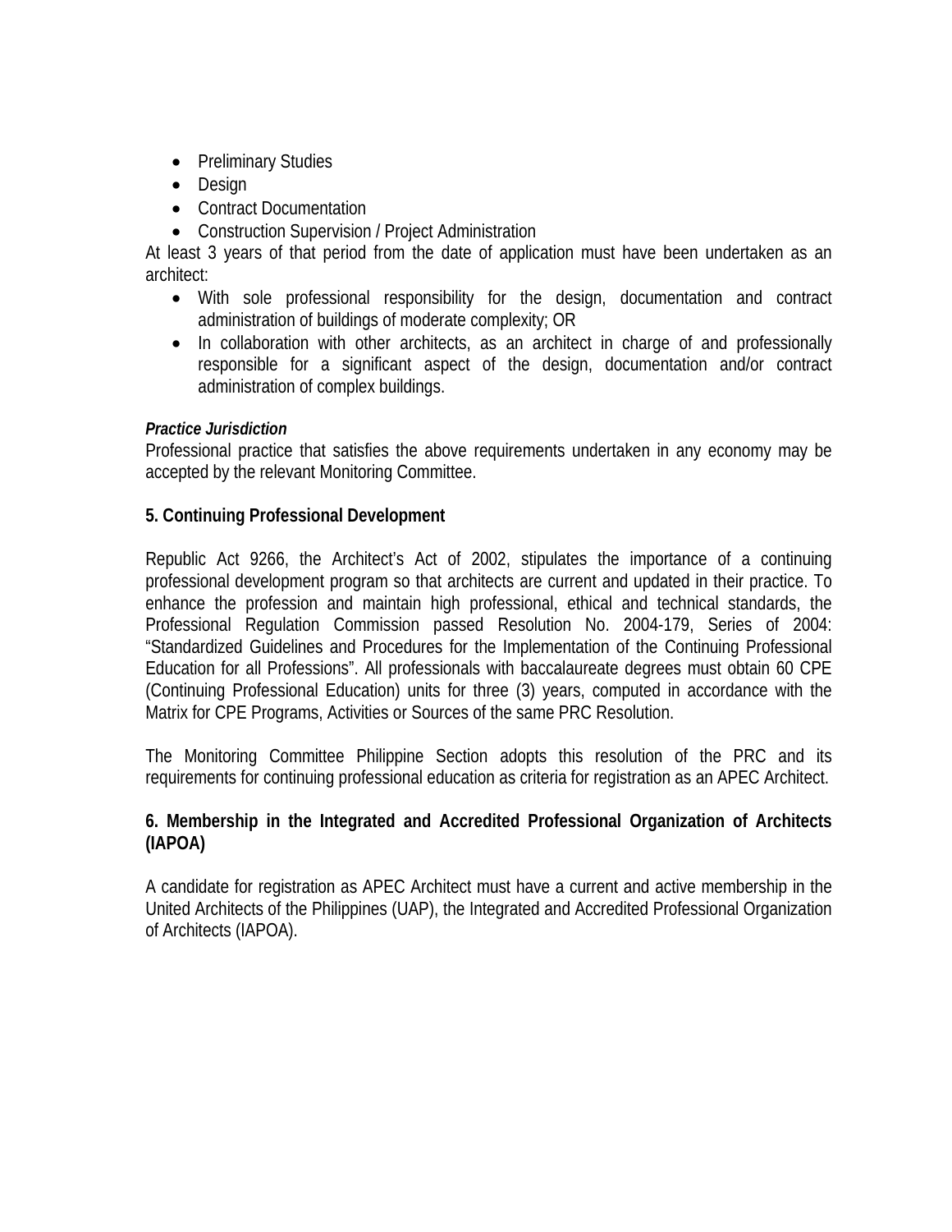- Preliminary Studies
- Design
- Contract Documentation
- Construction Supervision / Project Administration

At least 3 years of that period from the date of application must have been undertaken as an architect:

- With sole professional responsibility for the design, documentation and contract administration of buildings of moderate complexity; OR
- In collaboration with other architects, as an architect in charge of and professionally responsible for a significant aspect of the design, documentation and/or contract administration of complex buildings.

***Practice Jurisdiction***

Professional practice that satisfies the above requirements undertaken in any economy may be accepted by the relevant Monitoring Committee.

**5. Continuing Professional Development**

Republic Act 9266, the Architect's Act of 2002, stipulates the importance of a continuing professional development program so that architects are current and updated in their practice. To enhance the profession and maintain high professional, ethical and technical standards, the Professional Regulation Commission passed Resolution No. 2004-179, Series of 2004: "Standardized Guidelines and Procedures for the Implementation of the Continuing Professional Education for all Professions". All professionals with baccalaureate degrees must obtain 60 CPE (Continuing Professional Education) units for three (3) years, computed in accordance with the Matrix for CPE Programs, Activities or Sources of the same PRC Resolution.

The Monitoring Committee Philippine Section adopts this resolution of the PRC and its requirements for continuing professional education as criteria for registration as an APEC Architect.

**6. Membership in the Integrated and Accredited Professional Organization of Architects (IAPOA)**

A candidate for registration as APEC Architect must have a current and active membership in the United Architects of the Philippines (UAP), the Integrated and Accredited Professional Organization of Architects (IAPOA).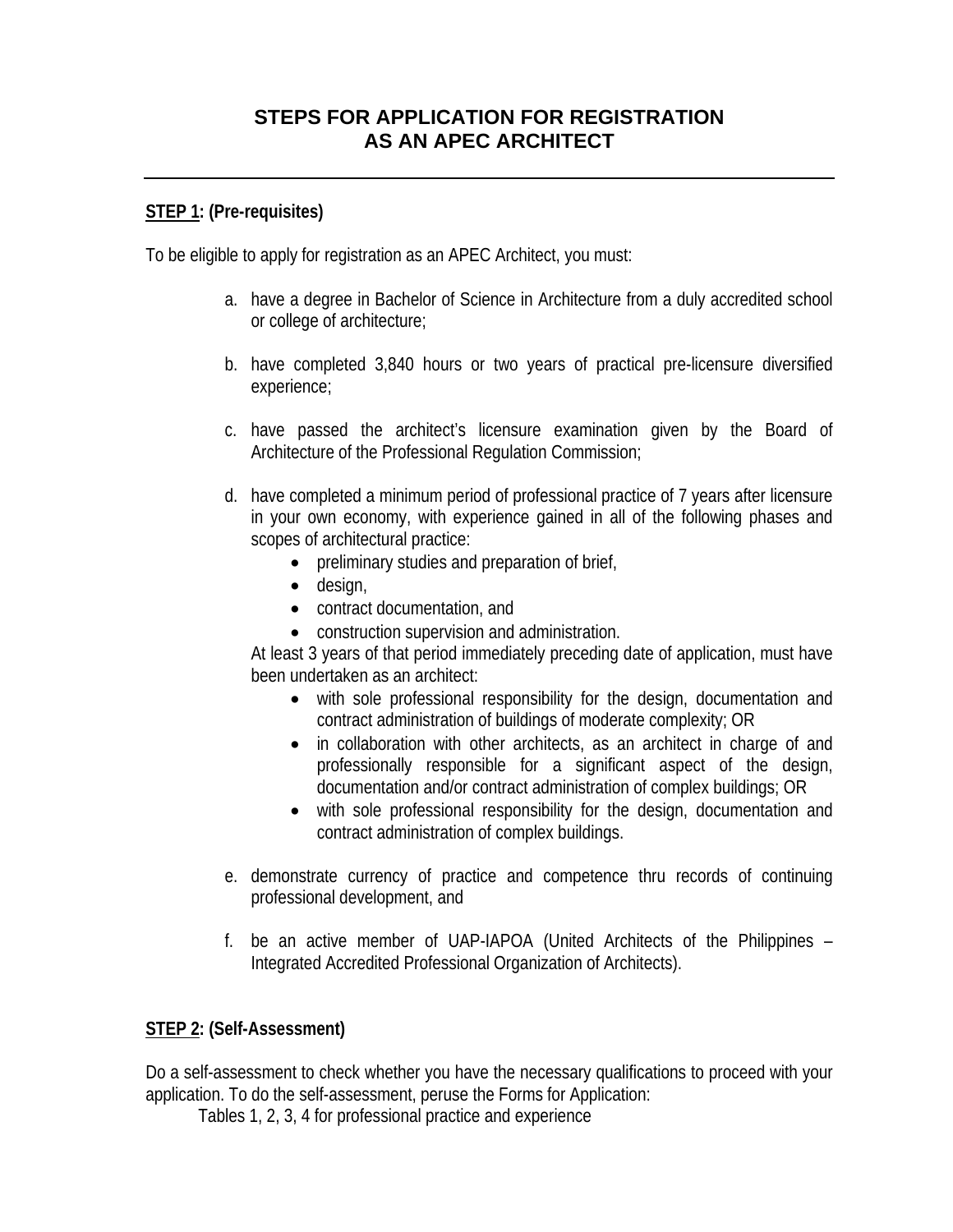# STEPS FOR APPLICATION FOR REGISTRATION AS AN APEC ARCHITECT

---

**STEP 1: (Pre-requisites)**

To be eligible to apply for registration as an APEC Architect, you must:

a. have a degree in Bachelor of Science in Architecture from a duly accredited school or college of architecture;

b. have completed 3,840 hours or two years of practical pre-licensure diversified experience;

c. have passed the architect's licensure examination given by the Board of Architecture of the Professional Regulation Commission;

d. have completed a minimum period of professional practice of 7 years after licensure in your own economy, with experience gained in all of the following phases and scopes of architectural practice:
   - preliminary studies and preparation of brief,
   - design,
   - contract documentation, and
   - construction supervision and administration.

   At least 3 years of that period immediately preceding date of application, must have been undertaken as an architect:
   - with sole professional responsibility for the design, documentation and contract administration of buildings of moderate complexity; OR
   - in collaboration with other architects, as an architect in charge of and professionally responsible for a significant aspect of the design, documentation and/or contract administration of complex buildings; OR
   - with sole professional responsibility for the design, documentation and contract administration of complex buildings.

e. demonstrate currency of practice and competence thru records of continuing professional development, and

f. be an active member of UAP-IAPOA (United Architects of the Philippines – Integrated Accredited Professional Organization of Architects).

**STEP 2: (Self-Assessment)**

Do a self-assessment to check whether you have the necessary qualifications to proceed with your application. To do the self-assessment, peruse the Forms for Application:

Tables 1, 2, 3, 4 for professional practice and experience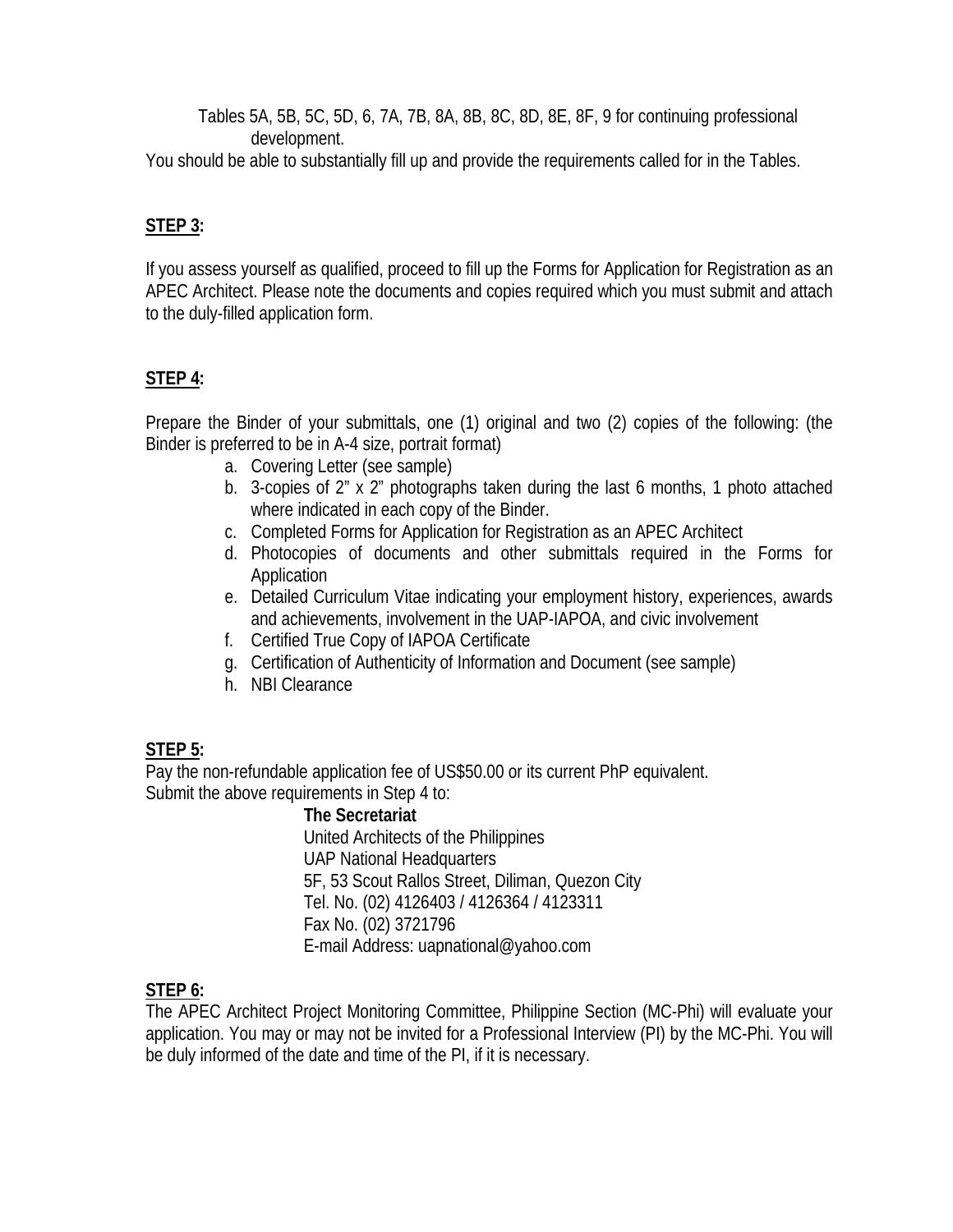Tables 5A, 5B, 5C, 5D, 6, 7A, 7B, 8A, 8B, 8C, 8D, 8E, 8F, 9 for continuing professional development.

You should be able to substantially fill up and provide the requirements called for in the Tables.

**STEP 3:**

If you assess yourself as qualified, proceed to fill up the Forms for Application for Registration as an APEC Architect. Please note the documents and copies required which you must submit and attach to the duly-filled application form.

**STEP 4:**

Prepare the Binder of your submittals, one (1) original and two (2) copies of the following: (the Binder is preferred to be in A-4 size, portrait format)

a. Covering Letter (see sample)
b. 3-copies of 2" x 2" photographs taken during the last 6 months, 1 photo attached where indicated in each copy of the Binder.
c. Completed Forms for Application for Registration as an APEC Architect
d. Photocopies of documents and other submittals required in the Forms for Application
e. Detailed Curriculum Vitae indicating your employment history, experiences, awards and achievements, involvement in the UAP-IAPOA, and civic involvement
f. Certified True Copy of IAPOA Certificate
g. Certification of Authenticity of Information and Document (see sample)
h. NBI Clearance

**STEP 5:**

Pay the non-refundable application fee of US$50.00 or its current PhP equivalent.
Submit the above requirements in Step 4 to:

**The Secretariat**
United Architects of the Philippines
UAP National Headquarters
5F, 53 Scout Rallos Street, Diliman, Quezon City
Tel. No. (02) 4126403 / 4126364 / 4123311
Fax No. (02) 3721796
E-mail Address: uapnational@yahoo.com

**STEP 6:**

The APEC Architect Project Monitoring Committee, Philippine Section (MC-Phi) will evaluate your application. You may or may not be invited for a Professional Interview (PI) by the MC-Phi. You will be duly informed of the date and time of the PI, if it is necessary.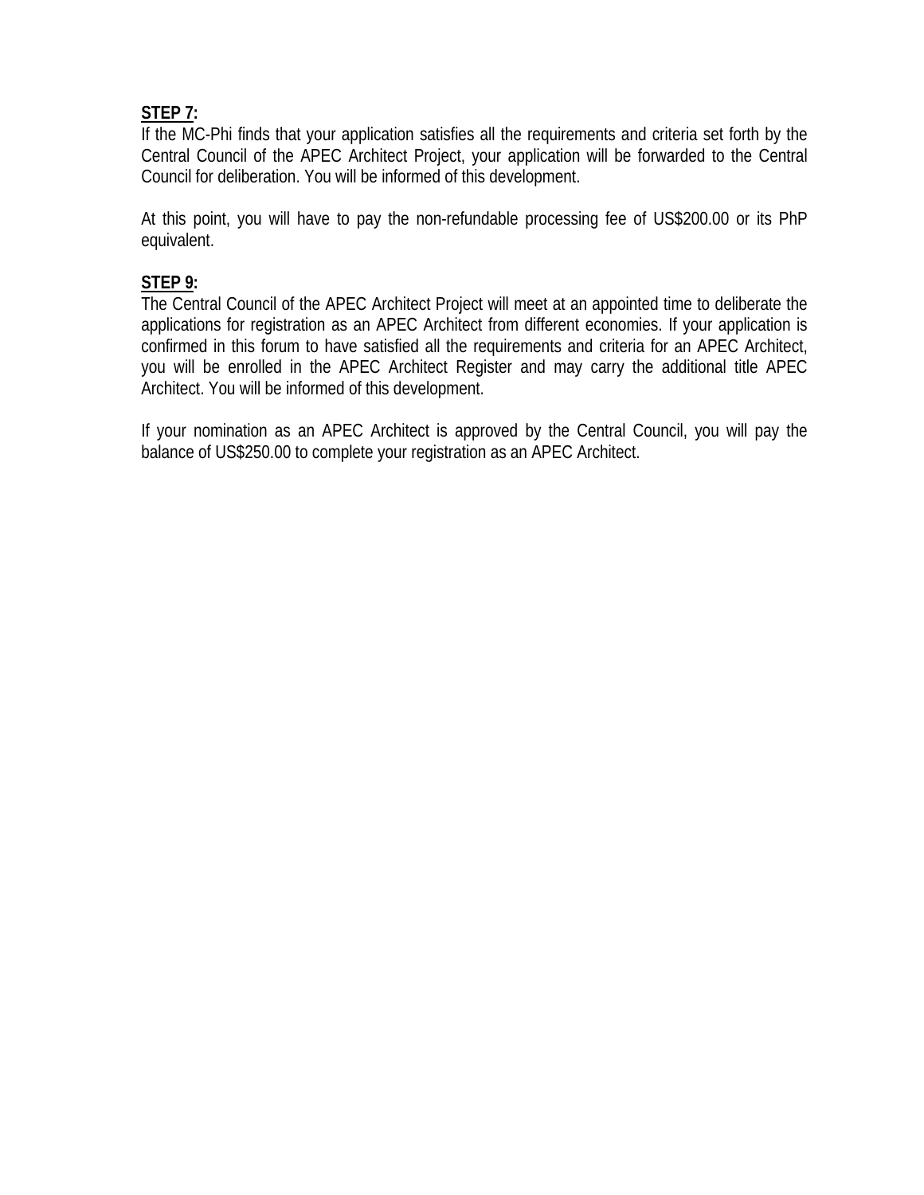**STEP 7:**

If the MC-Phi finds that your application satisfies all the requirements and criteria set forth by the Central Council of the APEC Architect Project, your application will be forwarded to the Central Council for deliberation. You will be informed of this development.

At this point, you will have to pay the non-refundable processing fee of US$200.00 or its PhP equivalent.

**STEP 9:**

The Central Council of the APEC Architect Project will meet at an appointed time to deliberate the applications for registration as an APEC Architect from different economies. If your application is confirmed in this forum to have satisfied all the requirements and criteria for an APEC Architect, you will be enrolled in the APEC Architect Register and may carry the additional title APEC Architect. You will be informed of this development.

If your nomination as an APEC Architect is approved by the Central Council, you will pay the balance of US$250.00 to complete your registration as an APEC Architect.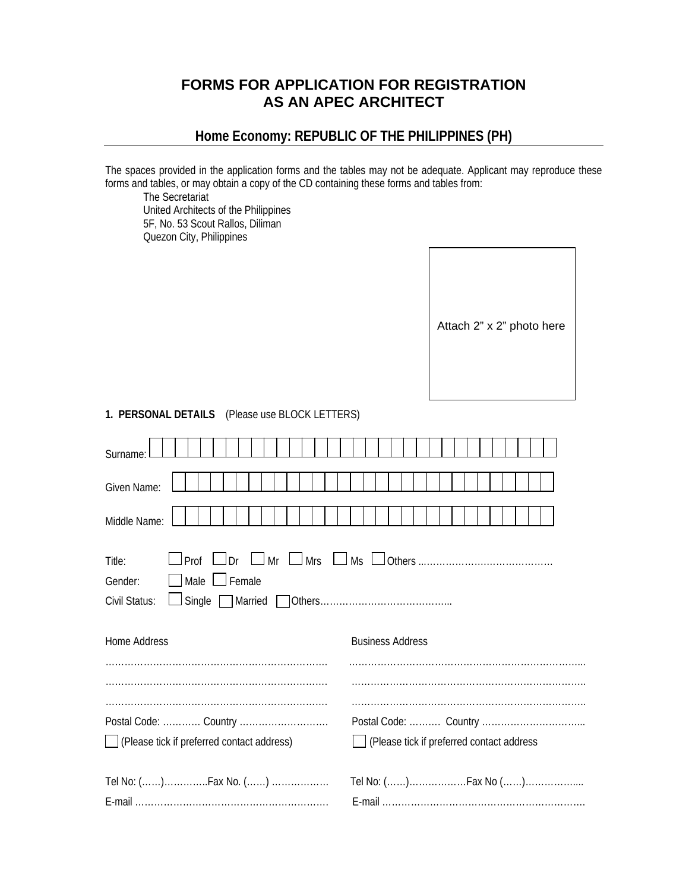# FORMS FOR APPLICATION FOR REGISTRATION AS AN APEC ARCHITECT

## Home Economy: REPUBLIC OF THE PHILIPPINES (PH)

The spaces provided in the application forms and the tables may not be adequate. Applicant may reproduce these forms and tables, or may obtain a copy of the CD containing these forms and tables from:

The Secretariat
United Architects of the Philippines
5F, No. 53 Scout Rallos, Diliman
Quezon City, Philippines

Attach 2" x 2" photo here

**1. PERSONAL DETAILS** (Please use BLOCK LETTERS)

Surname: ☐☐☐☐☐☐☐☐☐☐☐☐☐☐☐☐☐☐☐☐☐☐☐☐☐☐☐☐☐☐☐☐

Given Name: ☐☐☐☐☐☐☐☐☐☐☐☐☐☐☐☐☐☐☐☐☐☐☐☐☐☐☐☐☐☐

Middle Name: ☐☐☐☐☐☐☐☐☐☐☐☐☐☐☐☐☐☐☐☐☐☐☐☐☐☐☐☐☐☐

Title: ☐ Prof ☐ Dr ☐ Mr ☐ Mrs ☐ Ms ☐ Others ……………………………………

Gender: ☐ Male ☐ Female

Civil Status: ☐ Single ☐ Married ☐ Others…………………………………..

| Home Address | Business Address |
|---|---|
| ……………………………………………………………… | ……………………………………………………………….. |
| ……………………………………………………………… | ……………………………………………………………….. |
| ……………………………………………………………… | ……………………………………………………………….. |
| Postal Code: ………… Country ……………………… | Postal Code: ………. Country ………………………….. |
| ☐ (Please tick if preferred contact address) | ☐ (Please tick if preferred contact address |
| Tel No: (……)…………..Fax No. (……) …………….. | Tel No: (……)………………Fax No (……)……………... |
| E-mail …………………………………………………… | E-mail ………………………………………………………. |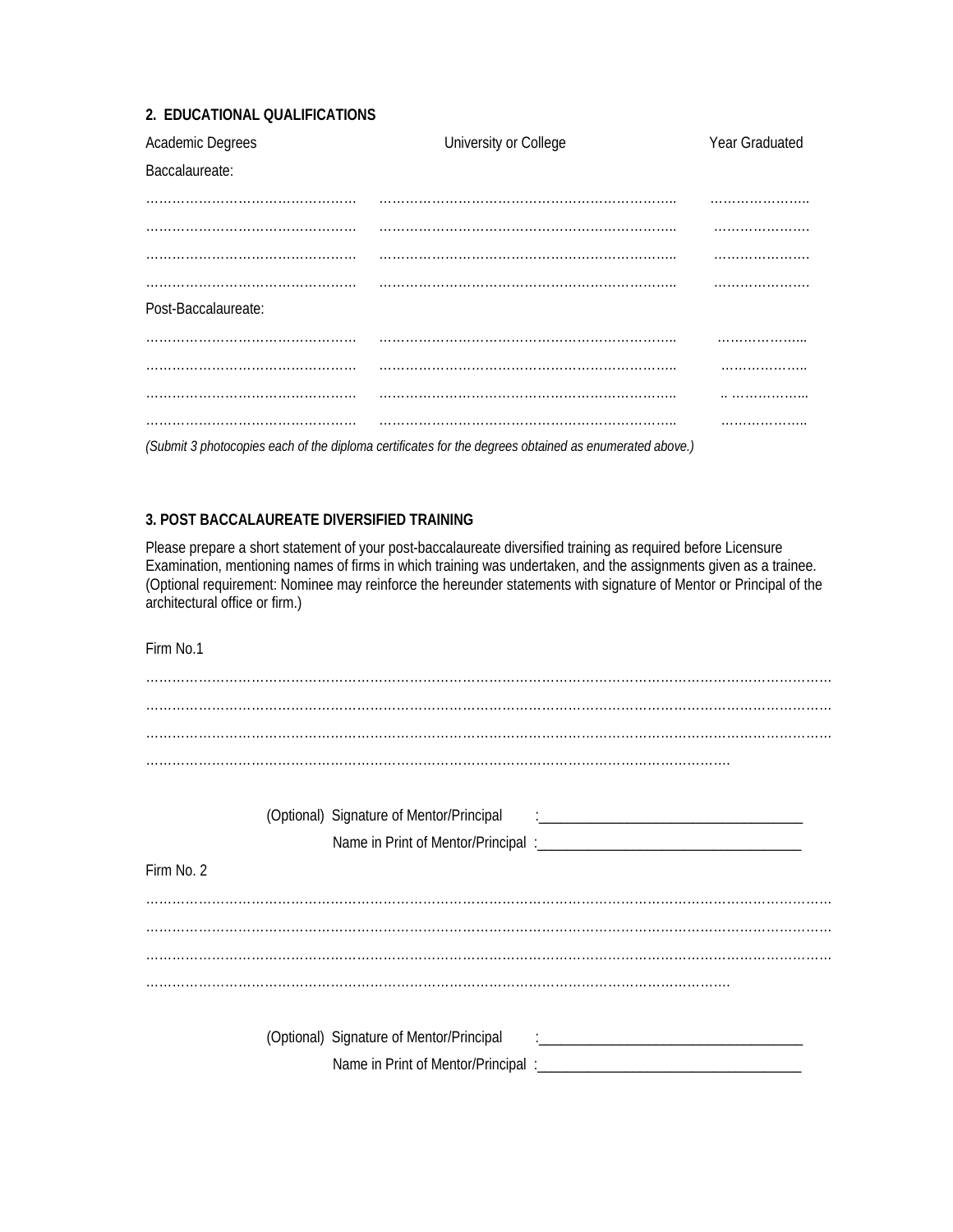## 2. EDUCATIONAL QUALIFICATIONS

| Academic Degrees | University or College | Year Graduated |
|---|---|---|
| Baccalaureate: | | |
| ………………………………………… | ………………………………………………………….. | ………………….. |
| ………………………………………… | ………………………………………………………….. | …………………. |
| ………………………………………… | ………………………………………………………….. | …………………. |
| ………………………………………… | ………………………………………………………….. | …………………. |
| Post-Baccalaureate: | | |
| ………………………………………… | ………………………………………………………….. | ……………….. |
| ………………………………………… | ………………………………………………………….. | ……………….. |
| ………………………………………… | ………………………………………………………….. | .. …………….. |
| ………………………………………… | ………………………………………………………….. | ……………….. |

*(Submit 3 photocopies each of the diploma certificates for the degrees obtained as enumerated above.)*

## 3. POST BACCALAUREATE DIVERSIFIED TRAINING

Please prepare a short statement of your post-baccalaureate diversified training as required before Licensure Examination, mentioning names of firms in which training was undertaken, and the assignments given as a trainee. (Optional requirement: Nominee may reinforce the hereunder statements with signature of Mentor or Principal of the architectural office or firm.)

Firm No.1

……………………………………………………………………………………………………………………………………

……………………………………………………………………………………………………………………………………

……………………………………………………………………………………………………………………………………

………………………………………………………………………………………………………………………

(Optional) Signature of Mentor/Principal :___________________________________

Name in Print of Mentor/Principal :___________________________________

Firm No. 2

……………………………………………………………………………………………………………………………………

……………………………………………………………………………………………………………………………………

……………………………………………………………………………………………………………………………………

………………………………………………………………………………………………………………………

(Optional) Signature of Mentor/Principal :___________________________________

Name in Print of Mentor/Principal :___________________________________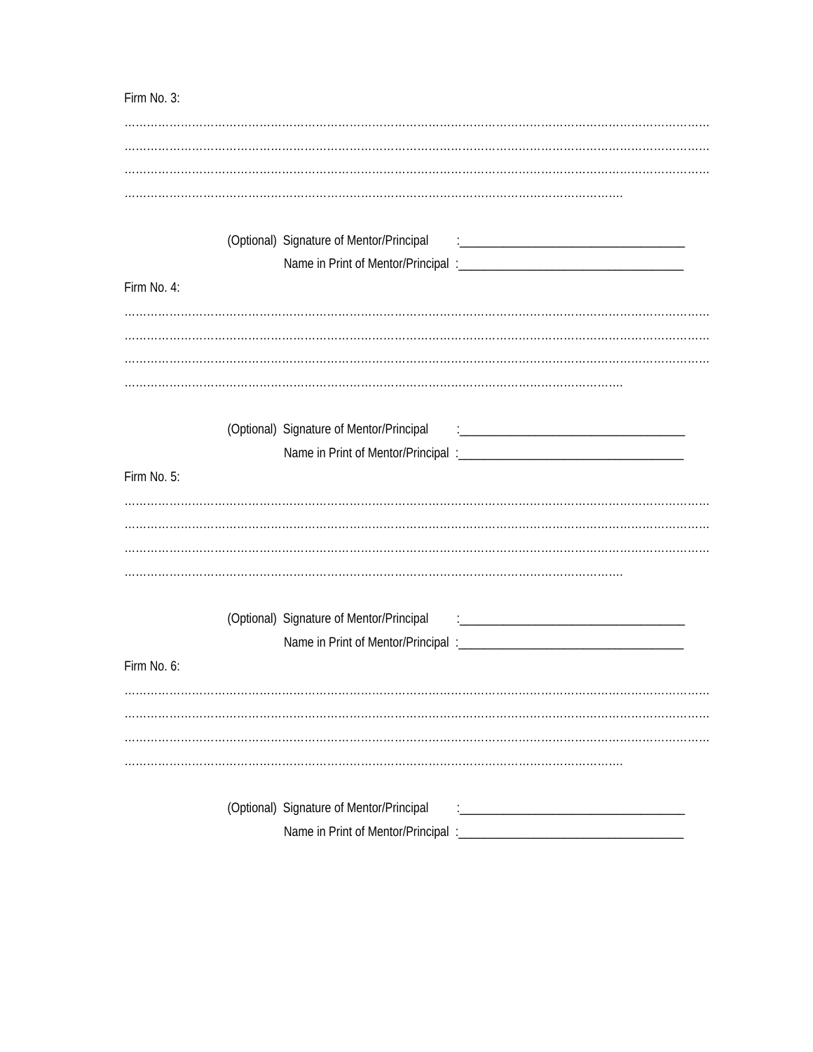Firm No. 3:

……………………………………………………………………………………………………………………………………………
……………………………………………………………………………………………………………………………………………
……………………………………………………………………………………………………………………………………………
……………………………………………………………………………………………………………………

(Optional) Signature of Mentor/Principal :____________________________________

Name in Print of Mentor/Principal :____________________________________

Firm No. 4:

……………………………………………………………………………………………………………………………………………
……………………………………………………………………………………………………………………………………………
……………………………………………………………………………………………………………………………………………
……………………………………………………………………………………………………………………

(Optional) Signature of Mentor/Principal :____________________________________

Name in Print of Mentor/Principal :____________________________________

Firm No. 5:

……………………………………………………………………………………………………………………………………………
……………………………………………………………………………………………………………………………………………
……………………………………………………………………………………………………………………………………………
……………………………………………………………………………………………………………………

(Optional) Signature of Mentor/Principal :____________________________________

Name in Print of Mentor/Principal :____________________________________

Firm No. 6:

……………………………………………………………………………………………………………………………………………
……………………………………………………………………………………………………………………………………………
……………………………………………………………………………………………………………………………………………
……………………………………………………………………………………………………………………

(Optional) Signature of Mentor/Principal :____________________________________

Name in Print of Mentor/Principal :____________________________________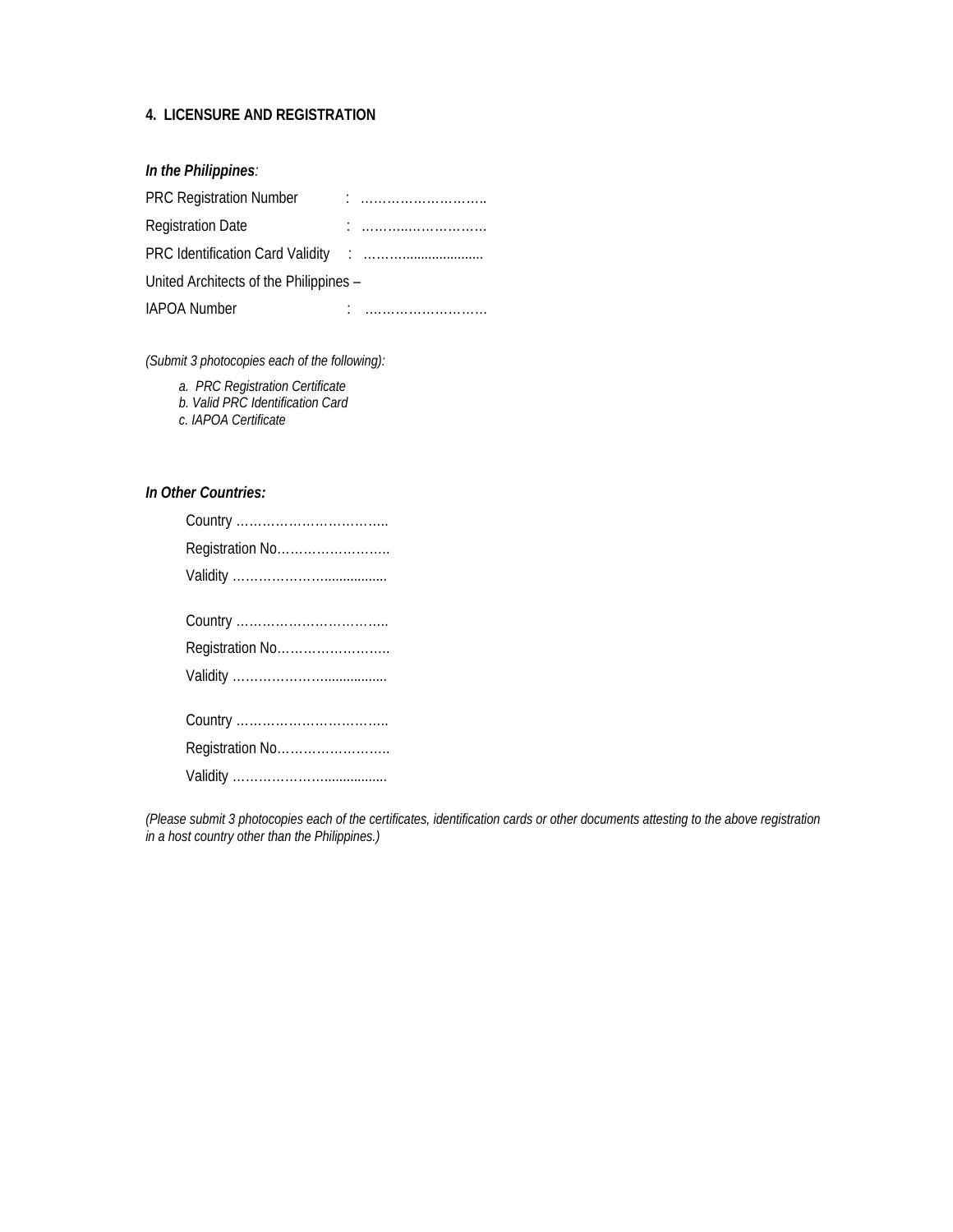**4. LICENSURE AND REGISTRATION**

***In the Philippines:***

PRC Registration Number : ………………………..

Registration Date : ………..……………

PRC Identification Card Validity : ………......................

United Architects of the Philippines –

IAPOA Number : ………………………

*(Submit 3 photocopies each of the following):*

*a. PRC Registration Certificate*
*b. Valid PRC Identification Card*
*c. IAPOA Certificate*

***In Other Countries:***

Country ……………………………..
Registration No……………………..
Validity …………………................

Country ……………………………..
Registration No……………………..
Validity …………………................

Country ……………………………..
Registration No……………………..
Validity …………………................

*(Please submit 3 photocopies each of the certificates, identification cards or other documents attesting to the above registration in a host country other than the Philippines.)*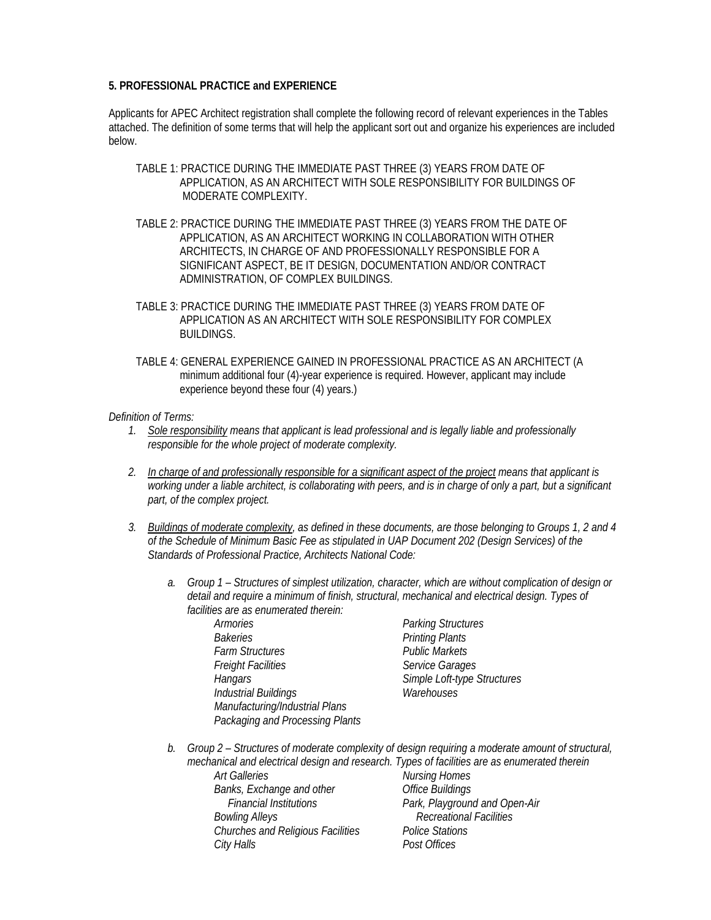**5. PROFESSIONAL PRACTICE and EXPERIENCE**

Applicants for APEC Architect registration shall complete the following record of relevant experiences in the Tables attached. The definition of some terms that will help the applicant sort out and organize his experiences are included below.

TABLE 1: PRACTICE DURING THE IMMEDIATE PAST THREE (3) YEARS FROM DATE OF APPLICATION, AS AN ARCHITECT WITH SOLE RESPONSIBILITY FOR BUILDINGS OF MODERATE COMPLEXITY.

TABLE 2: PRACTICE DURING THE IMMEDIATE PAST THREE (3) YEARS FROM THE DATE OF APPLICATION, AS AN ARCHITECT WORKING IN COLLABORATION WITH OTHER ARCHITECTS, IN CHARGE OF AND PROFESSIONALLY RESPONSIBLE FOR A SIGNIFICANT ASPECT, BE IT DESIGN, DOCUMENTATION AND/OR CONTRACT ADMINISTRATION, OF COMPLEX BUILDINGS.

TABLE 3: PRACTICE DURING THE IMMEDIATE PAST THREE (3) YEARS FROM DATE OF APPLICATION AS AN ARCHITECT WITH SOLE RESPONSIBILITY FOR COMPLEX BUILDINGS.

TABLE 4: GENERAL EXPERIENCE GAINED IN PROFESSIONAL PRACTICE AS AN ARCHITECT (A minimum additional four (4)-year experience is required. However, applicant may include experience beyond these four (4) years.)

*Definition of Terms:*

1. *Sole responsibility means that applicant is lead professional and is legally liable and professionally responsible for the whole project of moderate complexity.*
2. *In charge of and professionally responsible for a significant aspect of the project means that applicant is working under a liable architect, is collaborating with peers, and is in charge of only a part, but a significant part, of the complex project.*
3. *Buildings of moderate complexity, as defined in these documents, are those belonging to Groups 1, 2 and 4 of the Schedule of Minimum Basic Fee as stipulated in UAP Document 202 (Design Services) of the Standards of Professional Practice, Architects National Code:*

   a. *Group 1 – Structures of simplest utilization, character, which are without complication of design or detail and require a minimum of finish, structural, mechanical and electrical design. Types of facilities are as enumerated therein:*

      *Armories*
      *Bakeries*
      *Farm Structures*
      *Freight Facilities*
      *Hangars*
      *Industrial Buildings*
      *Manufacturing/Industrial Plans*
      *Packaging and Processing Plants*
      *Parking Structures*
      *Printing Plants*
      *Public Markets*
      *Service Garages*
      *Simple Loft-type Structures*
      *Warehouses*

   b. *Group 2 – Structures of moderate complexity of design requiring a moderate amount of structural, mechanical and electrical design and research. Types of facilities are as enumerated therein*

      *Art Galleries*
      *Banks, Exchange and other Financial Institutions*
      *Bowling Alleys*
      *Churches and Religious Facilities*
      *City Halls*
      *Nursing Homes*
      *Office Buildings*
      *Park, Playground and Open-Air Recreational Facilities*
      *Police Stations*
      *Post Offices*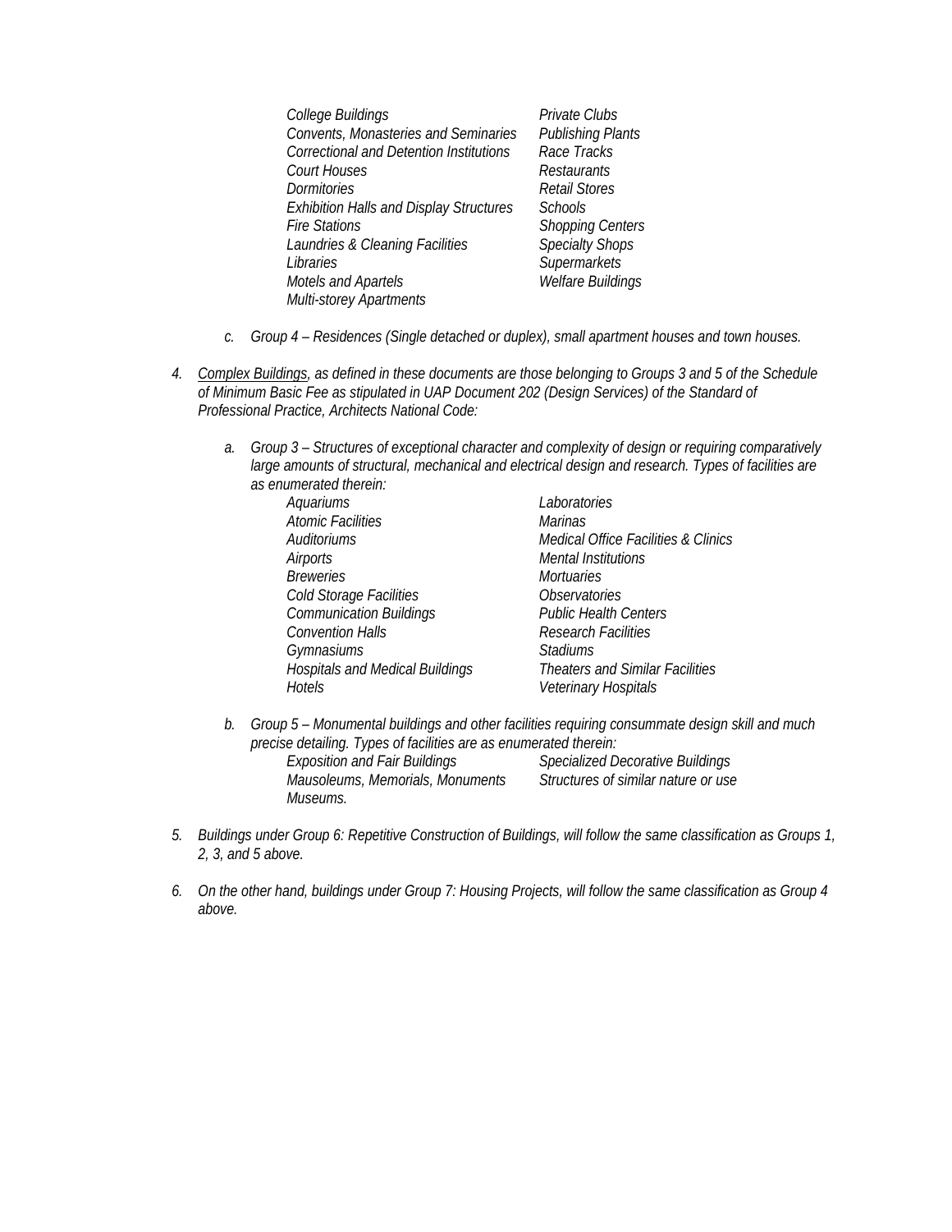*College Buildings*
*Convents, Monasteries and Seminaries*
*Correctional and Detention Institutions*
*Court Houses*
*Dormitories*
*Exhibition Halls and Display Structures*
*Fire Stations*
*Laundries & Cleaning Facilities*
*Libraries*
*Motels and Apartels*
*Multi-storey Apartments*
*Private Clubs*
*Publishing Plants*
*Race Tracks*
*Restaurants*
*Retail Stores*
*Schools*
*Shopping Centers*
*Specialty Shops*
*Supermarkets*
*Welfare Buildings*

c. *Group 4 – Residences (Single detached or duplex), small apartment houses and town houses.*

4. *Complex Buildings, as defined in these documents are those belonging to Groups 3 and 5 of the Schedule of Minimum Basic Fee as stipulated in UAP Document 202 (Design Services) of the Standard of Professional Practice, Architects National Code:*

   a. *Group 3 – Structures of exceptional character and complexity of design or requiring comparatively large amounts of structural, mechanical and electrical design and research. Types of facilities are as enumerated therein:*

      *Aquariums*
      *Atomic Facilities*
      *Auditoriums*
      *Airports*
      *Breweries*
      *Cold Storage Facilities*
      *Communication Buildings*
      *Convention Halls*
      *Gymnasiums*
      *Hospitals and Medical Buildings*
      *Hotels*
      *Laboratories*
      *Marinas*
      *Medical Office Facilities & Clinics*
      *Mental Institutions*
      *Mortuaries*
      *Observatories*
      *Public Health Centers*
      *Research Facilities*
      *Stadiums*
      *Theaters and Similar Facilities*
      *Veterinary Hospitals*

   b. *Group 5 – Monumental buildings and other facilities requiring consummate design skill and much precise detailing. Types of facilities are as enumerated therein:*

      *Exposition and Fair Buildings*
      *Mausoleums, Memorials, Monuments*
      *Museums.*
      *Specialized Decorative Buildings*
      *Structures of similar nature or use*

5. *Buildings under Group 6: Repetitive Construction of Buildings, will follow the same classification as Groups 1, 2, 3, and 5 above.*

6. *On the other hand, buildings under Group 7: Housing Projects, will follow the same classification as Group 4 above.*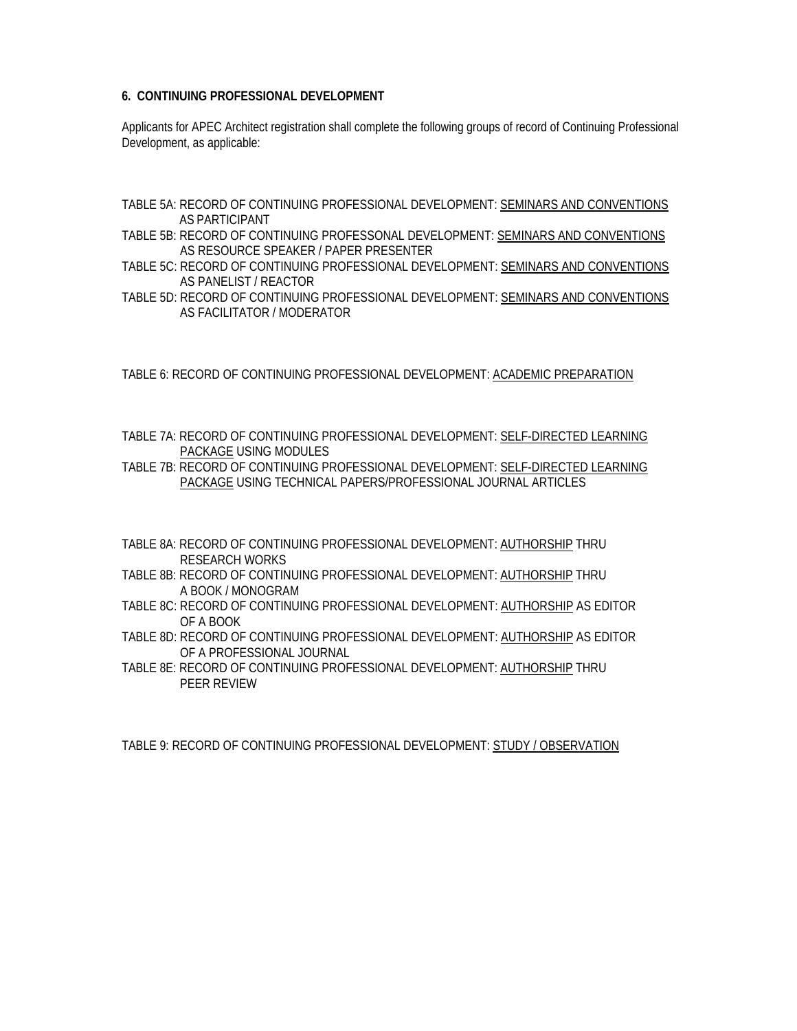**6. CONTINUING PROFESSIONAL DEVELOPMENT**

Applicants for APEC Architect registration shall complete the following groups of record of Continuing Professional Development, as applicable:

TABLE 5A: RECORD OF CONTINUING PROFESSIONAL DEVELOPMENT: <u>SEMINARS AND CONVENTIONS</u> AS PARTICIPANT

TABLE 5B: RECORD OF CONTINUING PROFESSONAL DEVELOPMENT: <u>SEMINARS AND CONVENTIONS</u> AS RESOURCE SPEAKER / PAPER PRESENTER

TABLE 5C: RECORD OF CONTINUING PROFESSIONAL DEVELOPMENT: <u>SEMINARS AND CONVENTIONS</u> AS PANELIST / REACTOR

TABLE 5D: RECORD OF CONTINUING PROFESSIONAL DEVELOPMENT: <u>SEMINARS AND CONVENTIONS</u> AS FACILITATOR / MODERATOR

TABLE 6: RECORD OF CONTINUING PROFESSIONAL DEVELOPMENT: <u>ACADEMIC PREPARATION</u>

TABLE 7A: RECORD OF CONTINUING PROFESSIONAL DEVELOPMENT: <u>SELF-DIRECTED LEARNING PACKAGE</u> USING MODULES

TABLE 7B: RECORD OF CONTINUING PROFESSIONAL DEVELOPMENT: <u>SELF-DIRECTED LEARNING PACKAGE</u> USING TECHNICAL PAPERS/PROFESSIONAL JOURNAL ARTICLES

TABLE 8A: RECORD OF CONTINUING PROFESSIONAL DEVELOPMENT: <u>AUTHORSHIP</u> THRU RESEARCH WORKS

TABLE 8B: RECORD OF CONTINUING PROFESSIONAL DEVELOPMENT: <u>AUTHORSHIP</u> THRU A BOOK / MONOGRAM

TABLE 8C: RECORD OF CONTINUING PROFESSIONAL DEVELOPMENT: <u>AUTHORSHIP</u> AS EDITOR OF A BOOK

TABLE 8D: RECORD OF CONTINUING PROFESSIONAL DEVELOPMENT: <u>AUTHORSHIP</u> AS EDITOR OF A PROFESSIONAL JOURNAL

TABLE 8E: RECORD OF CONTINUING PROFESSIONAL DEVELOPMENT: <u>AUTHORSHIP</u> THRU PEER REVIEW

TABLE 9: RECORD OF CONTINUING PROFESSIONAL DEVELOPMENT: <u>STUDY / OBSERVATION</u>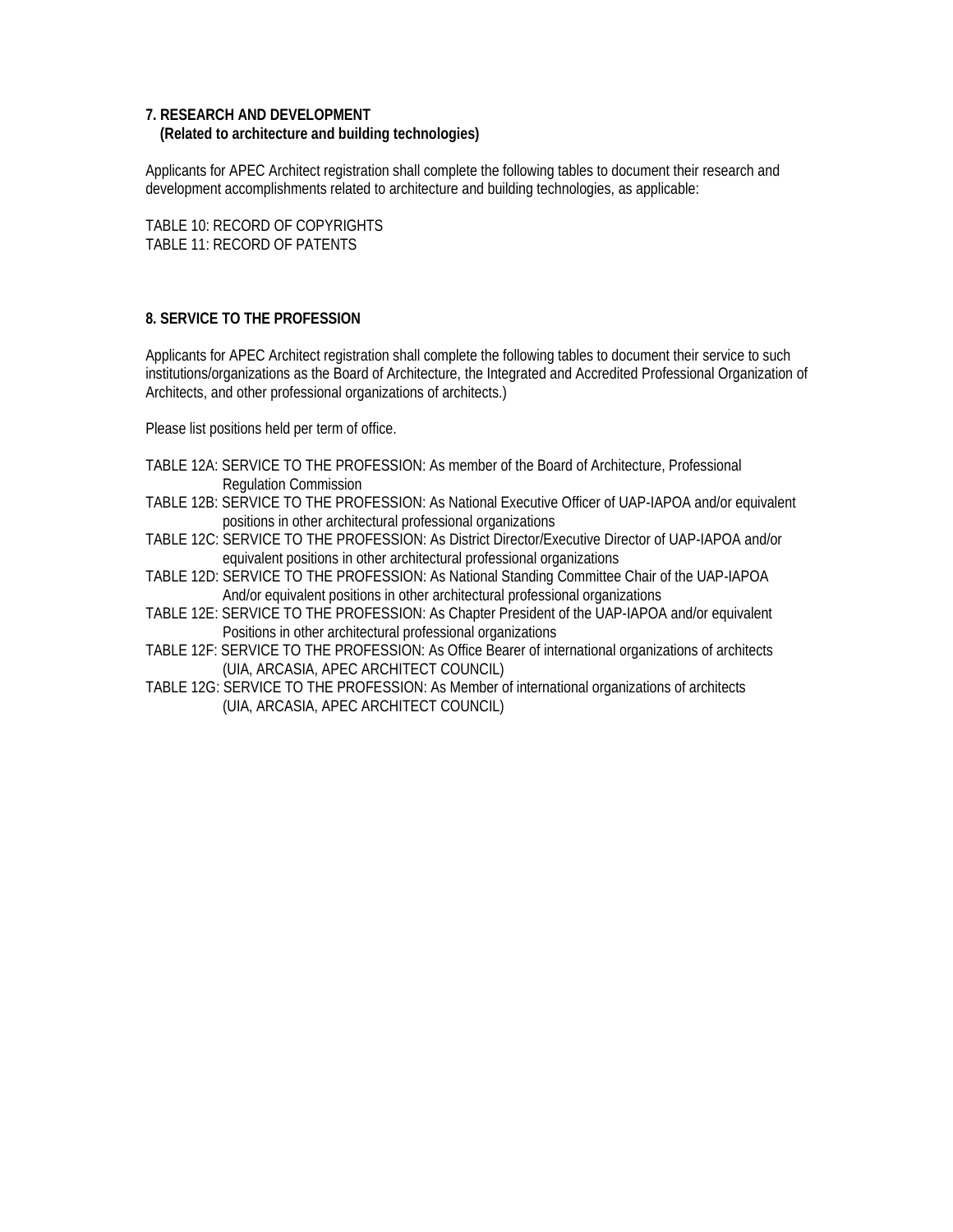**7. RESEARCH AND DEVELOPMENT**
**(Related to architecture and building technologies)**

Applicants for APEC Architect registration shall complete the following tables to document their research and development accomplishments related to architecture and building technologies, as applicable:

TABLE 10: RECORD OF COPYRIGHTS
TABLE 11: RECORD OF PATENTS

**8. SERVICE TO THE PROFESSION**

Applicants for APEC Architect registration shall complete the following tables to document their service to such institutions/organizations as the Board of Architecture, the Integrated and Accredited Professional Organization of Architects, and other professional organizations of architects.)

Please list positions held per term of office.

TABLE 12A: SERVICE TO THE PROFESSION: As member of the Board of Architecture, Professional Regulation Commission
TABLE 12B: SERVICE TO THE PROFESSION: As National Executive Officer of UAP-IAPOA and/or equivalent positions in other architectural professional organizations
TABLE 12C: SERVICE TO THE PROFESSION: As District Director/Executive Director of UAP-IAPOA and/or equivalent positions in other architectural professional organizations
TABLE 12D: SERVICE TO THE PROFESSION: As National Standing Committee Chair of the UAP-IAPOA And/or equivalent positions in other architectural professional organizations
TABLE 12E: SERVICE TO THE PROFESSION: As Chapter President of the UAP-IAPOA and/or equivalent Positions in other architectural professional organizations
TABLE 12F: SERVICE TO THE PROFESSION: As Office Bearer of international organizations of architects (UIA, ARCASIA, APEC ARCHITECT COUNCIL)
TABLE 12G: SERVICE TO THE PROFESSION: As Member of international organizations of architects (UIA, ARCASIA, APEC ARCHITECT COUNCIL)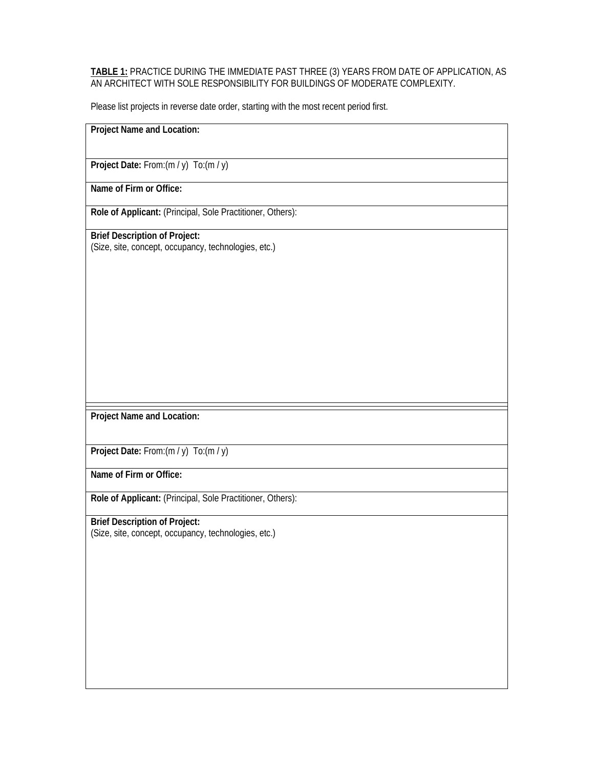**TABLE 1:** PRACTICE DURING THE IMMEDIATE PAST THREE (3) YEARS FROM DATE OF APPLICATION, AS AN ARCHITECT WITH SOLE RESPONSIBILITY FOR BUILDINGS OF MODERATE COMPLEXITY.

Please list projects in reverse date order, starting with the most recent period first.

| **Project Name and Location:** |
|---|
| **Project Date:** From:(m / y)  To:(m / y) |
| **Name of Firm or Office:** |
| **Role of Applicant:** (Principal, Sole Practitioner, Others): |
| **Brief Description of Project:** (Size, site, concept, occupancy, technologies, etc.) |

| **Project Name and Location:** |
|---|
| **Project Date:** From:(m / y)  To:(m / y) |
| **Name of Firm or Office:** |
| **Role of Applicant:** (Principal, Sole Practitioner, Others): |
| **Brief Description of Project:** (Size, site, concept, occupancy, technologies, etc.) |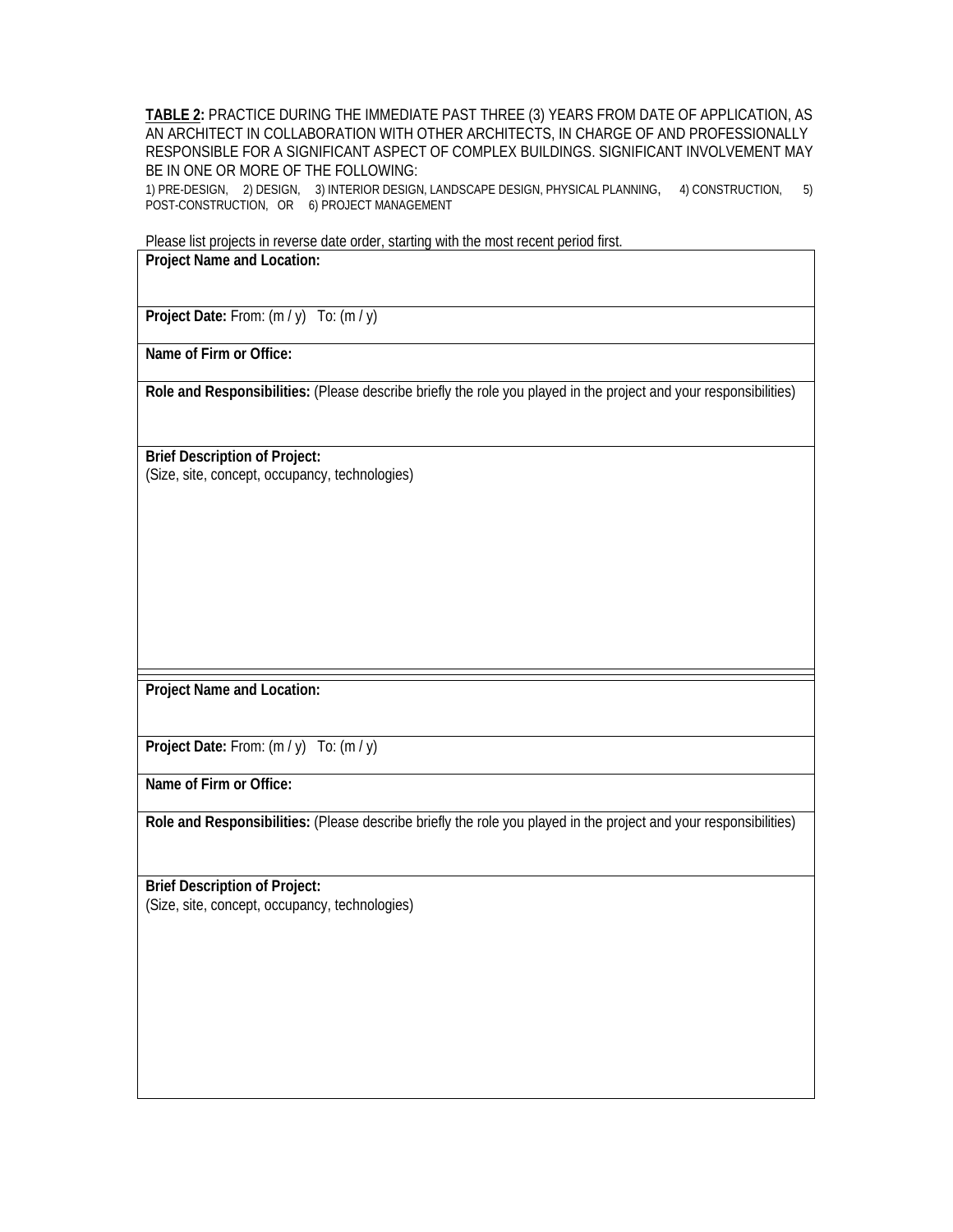**<u>TABLE 2:</u>** PRACTICE DURING THE IMMEDIATE PAST THREE (3) YEARS FROM DATE OF APPLICATION, AS AN ARCHITECT IN COLLABORATION WITH OTHER ARCHITECTS, IN CHARGE OF AND PROFESSIONALLY RESPONSIBLE FOR A SIGNIFICANT ASPECT OF COMPLEX BUILDINGS. SIGNIFICANT INVOLVEMENT MAY BE IN ONE OR MORE OF THE FOLLOWING:

1) PRE-DESIGN, 2) DESIGN, 3) INTERIOR DESIGN, LANDSCAPE DESIGN, PHYSICAL PLANNING, 4) CONSTRUCTION, 5) POST-CONSTRUCTION, OR 6) PROJECT MANAGEMENT

Please list projects in reverse date order, starting with the most recent period first.

| **Project Name and Location:** |
|---|
| **Project Date:** From: (m / y) To: (m / y) |
| **Name of Firm or Office:** |
| **Role and Responsibilities:** (Please describe briefly the role you played in the project and your responsibilities) |
| **Brief Description of Project:** (Size, site, concept, occupancy, technologies) |

| **Project Name and Location:** |
|---|
| **Project Date:** From: (m / y) To: (m / y) |
| **Name of Firm or Office:** |
| **Role and Responsibilities:** (Please describe briefly the role you played in the project and your responsibilities) |
| **Brief Description of Project:** (Size, site, concept, occupancy, technologies) |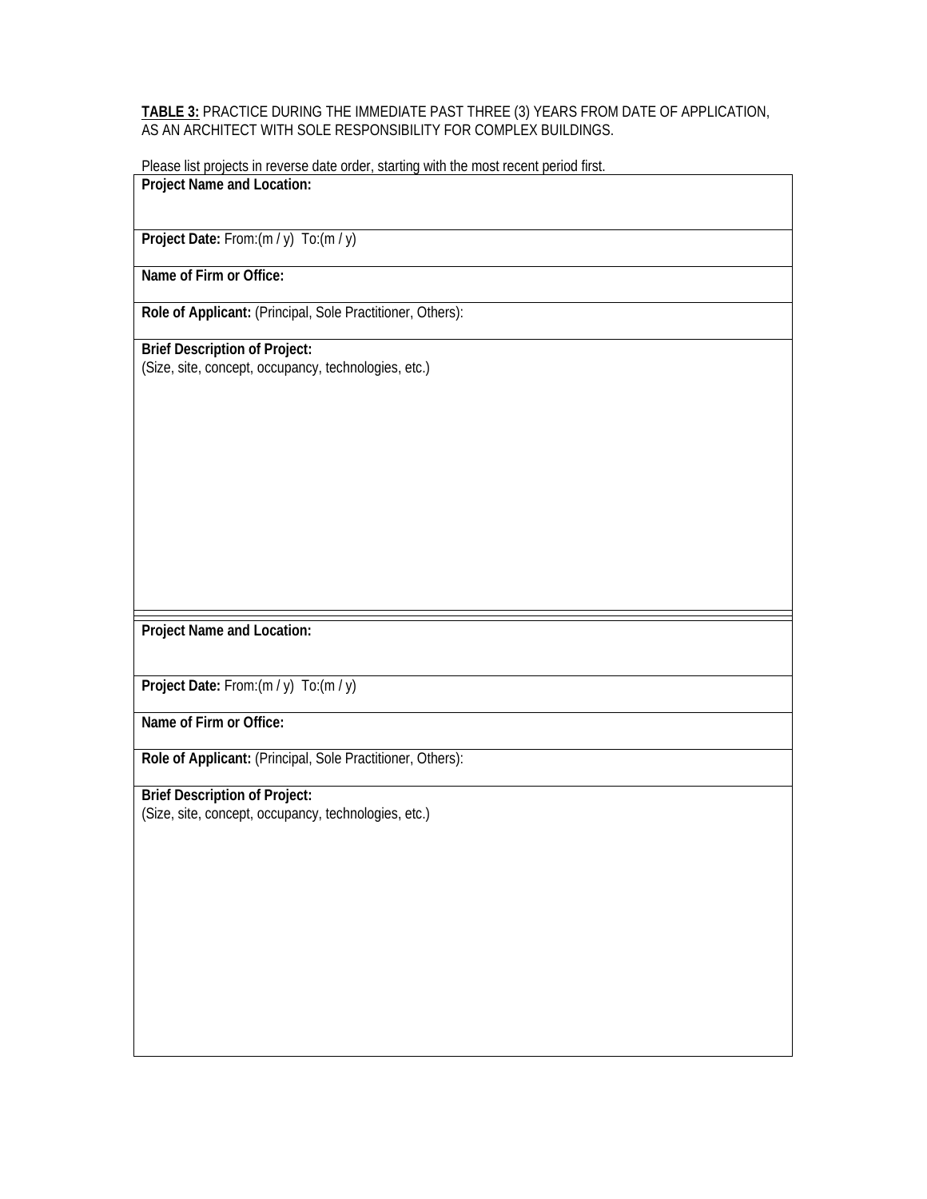**TABLE 3:** PRACTICE DURING THE IMMEDIATE PAST THREE (3) YEARS FROM DATE OF APPLICATION, AS AN ARCHITECT WITH SOLE RESPONSIBILITY FOR COMPLEX BUILDINGS.

Please list projects in reverse date order, starting with the most recent period first.

| **Project Name and Location:** |
|---|
| **Project Date:** From:(m / y)  To:(m / y) |
| **Name of Firm or Office:** |
| **Role of Applicant:** (Principal, Sole Practitioner, Others): |
| **Brief Description of Project:**<br>(Size, site, concept, occupancy, technologies, etc.) |

| **Project Name and Location:** |
|---|
| **Project Date:** From:(m / y)  To:(m / y) |
| **Name of Firm or Office:** |
| **Role of Applicant:** (Principal, Sole Practitioner, Others): |
| **Brief Description of Project:**<br>(Size, site, concept, occupancy, technologies, etc.) |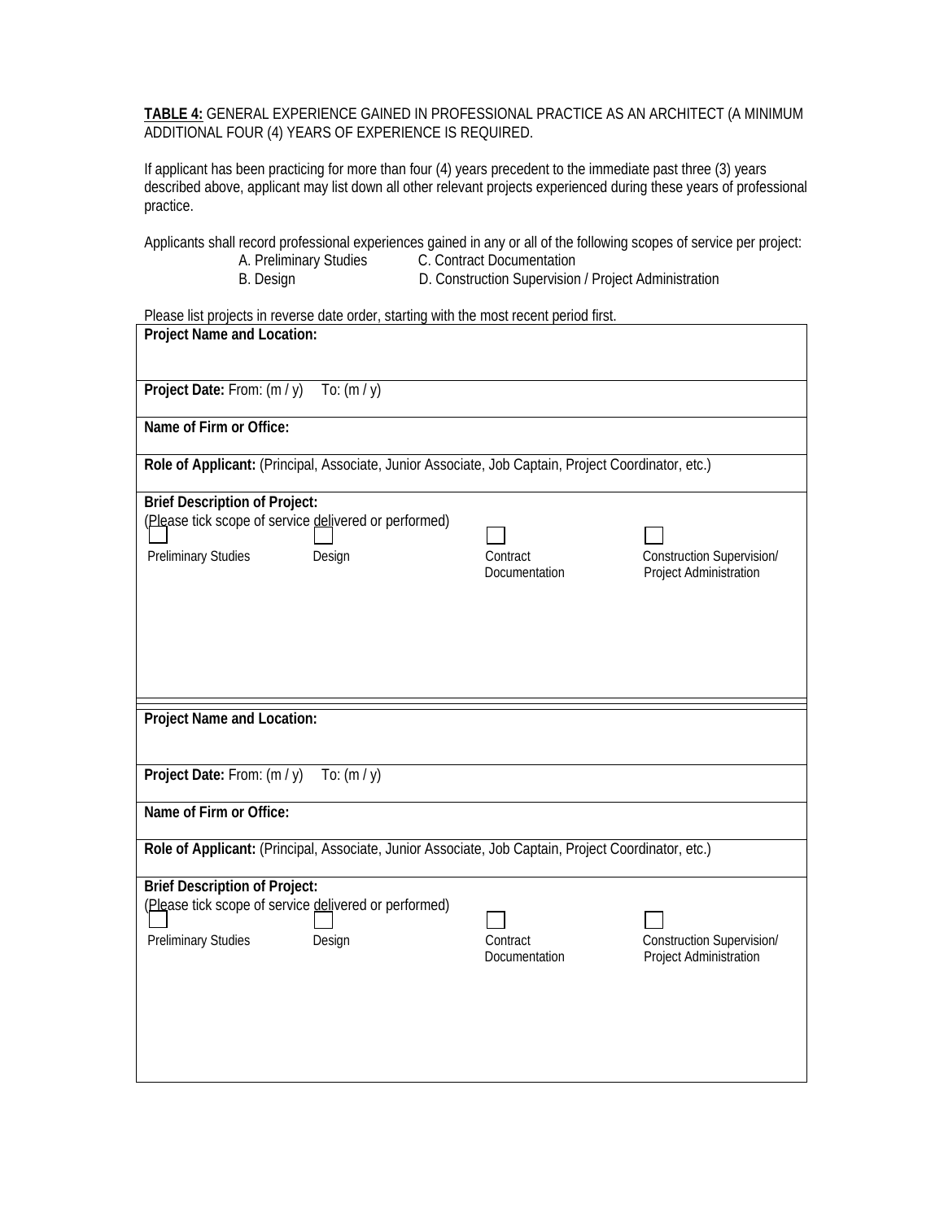**TABLE 4:** GENERAL EXPERIENCE GAINED IN PROFESSIONAL PRACTICE AS AN ARCHITECT (A MINIMUM ADDITIONAL FOUR (4) YEARS OF EXPERIENCE IS REQUIRED.

If applicant has been practicing for more than four (4) years precedent to the immediate past three (3) years described above, applicant may list down all other relevant projects experienced during these years of professional practice.

Applicants shall record professional experiences gained in any or all of the following scopes of service per project:

A. Preliminary Studies C. Contract Documentation
B. Design D. Construction Supervision / Project Administration

Please list projects in reverse date order, starting with the most recent period first.

| |
|---|
| **Project Name and Location:** |
| **Project Date:** From: (m / y) To: (m / y) |
| **Name of Firm or Office:** |
| **Role of Applicant:** (Principal, Associate, Junior Associate, Job Captain, Project Coordinator, etc.) |
| **Brief Description of Project:**<br>(Please tick scope of service delivered or performed)<br>☐ Preliminary Studies ☐ Design ☐ Contract Documentation ☐ Construction Supervision/ Project Administration |

| |
|---|
| **Project Name and Location:** |
| **Project Date:** From: (m / y) To: (m / y) |
| **Name of Firm or Office:** |
| **Role of Applicant:** (Principal, Associate, Junior Associate, Job Captain, Project Coordinator, etc.) |
| **Brief Description of Project:**<br>(Please tick scope of service delivered or performed)<br>☐ Preliminary Studies ☐ Design ☐ Contract Documentation ☐ Construction Supervision/ Project Administration |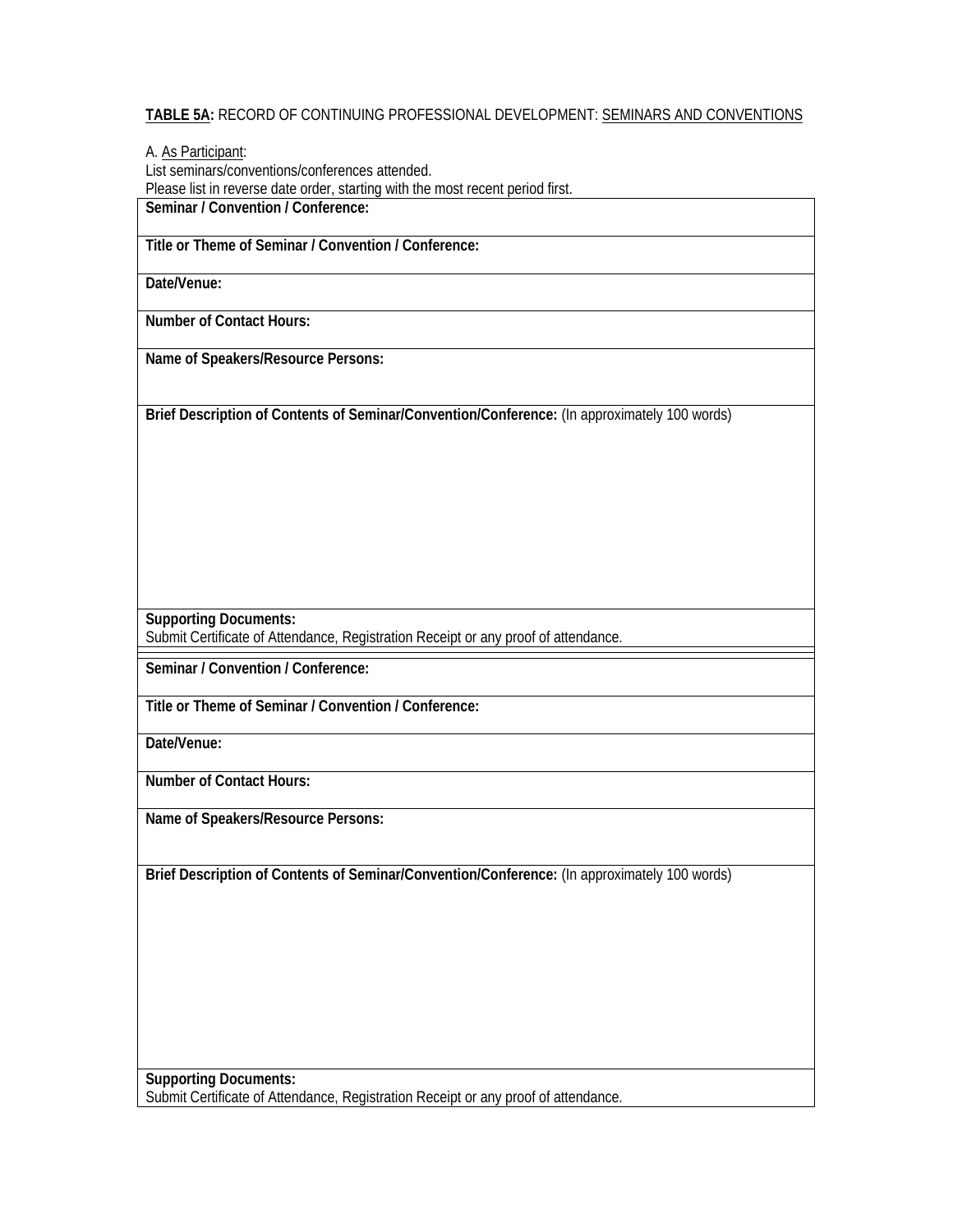**TABLE 5A:** RECORD OF CONTINUING PROFESSIONAL DEVELOPMENT: SEMINARS AND CONVENTIONS

A. As Participant:
List seminars/conventions/conferences attended.
Please list in reverse date order, starting with the most recent period first.

| **Seminar / Convention / Conference:** |
|---|
| **Title or Theme of Seminar / Convention / Conference:** |
| **Date/Venue:** |
| **Number of Contact Hours:** |
| **Name of Speakers/Resource Persons:** |
| **Brief Description of Contents of Seminar/Convention/Conference:** (In approximately 100 words) |
| **Supporting Documents:** Submit Certificate of Attendance, Registration Receipt or any proof of attendance. |

| **Seminar / Convention / Conference:** |
|---|
| **Title or Theme of Seminar / Convention / Conference:** |
| **Date/Venue:** |
| **Number of Contact Hours:** |
| **Name of Speakers/Resource Persons:** |
| **Brief Description of Contents of Seminar/Convention/Conference:** (In approximately 100 words) |
| **Supporting Documents:** Submit Certificate of Attendance, Registration Receipt or any proof of attendance. |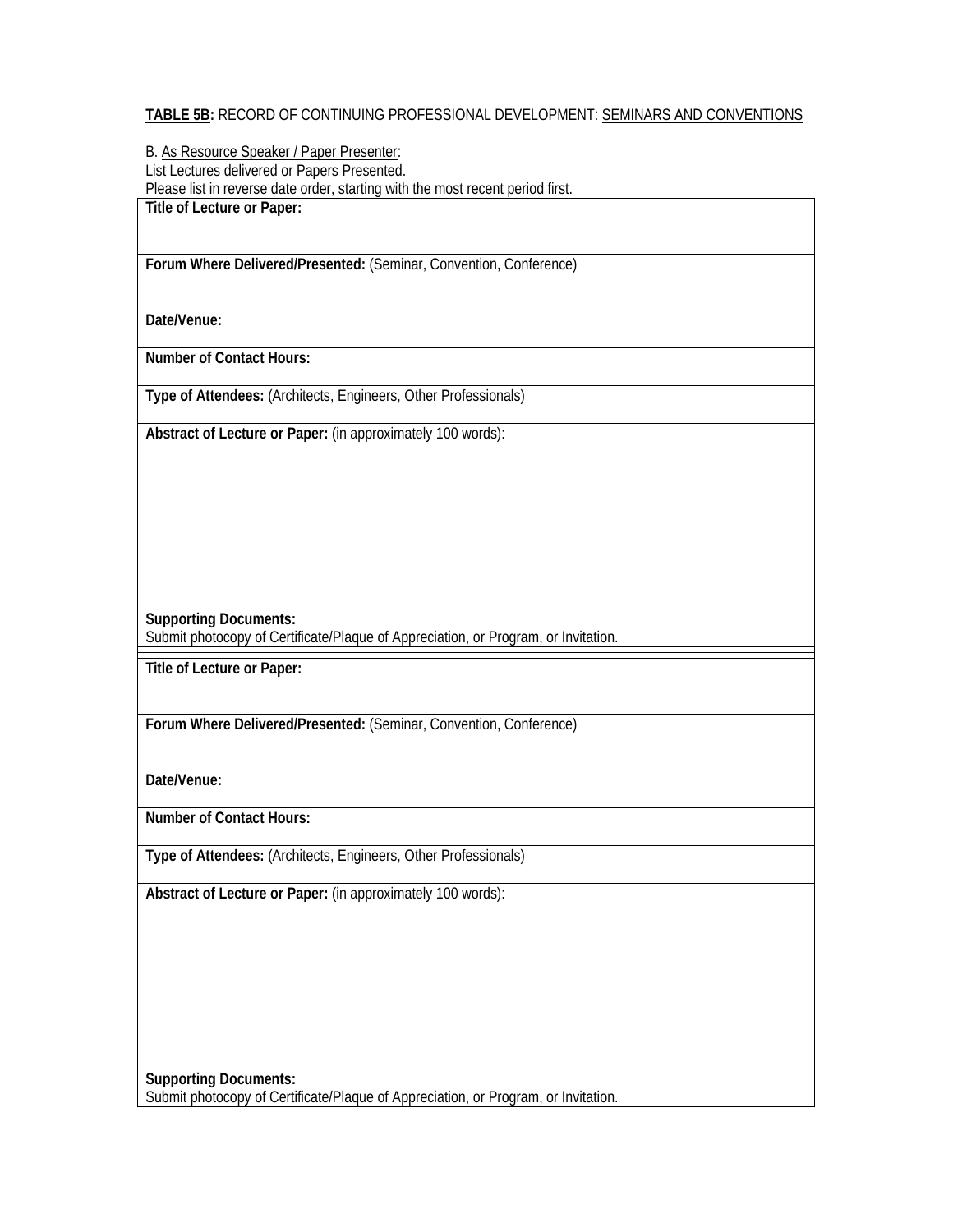**TABLE 5B:** RECORD OF CONTINUING PROFESSIONAL DEVELOPMENT: SEMINARS AND CONVENTIONS

B. As Resource Speaker / Paper Presenter:
List Lectures delivered or Papers Presented.
Please list in reverse date order, starting with the most recent period first.

| **Title of Lecture or Paper:** |
|---|
| **Forum Where Delivered/Presented:** (Seminar, Convention, Conference) |
| **Date/Venue:** |
| **Number of Contact Hours:** |
| **Type of Attendees:** (Architects, Engineers, Other Professionals) |
| **Abstract of Lecture or Paper:** (in approximately 100 words): |
| **Supporting Documents:** Submit photocopy of Certificate/Plaque of Appreciation, or Program, or Invitation. |

| **Title of Lecture or Paper:** |
|---|
| **Forum Where Delivered/Presented:** (Seminar, Convention, Conference) |
| **Date/Venue:** |
| **Number of Contact Hours:** |
| **Type of Attendees:** (Architects, Engineers, Other Professionals) |
| **Abstract of Lecture or Paper:** (in approximately 100 words): |
| **Supporting Documents:** Submit photocopy of Certificate/Plaque of Appreciation, or Program, or Invitation. |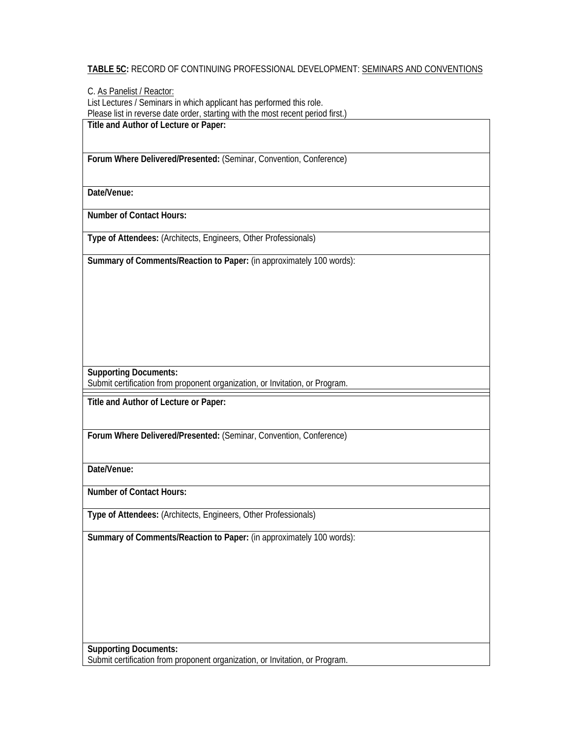**TABLE 5C:** RECORD OF CONTINUING PROFESSIONAL DEVELOPMENT: SEMINARS AND CONVENTIONS

C. As Panelist / Reactor:
List Lectures / Seminars in which applicant has performed this role.
Please list in reverse date order, starting with the most recent period first.)

| **Title and Author of Lecture or Paper:** |
|---|
| **Forum Where Delivered/Presented:** (Seminar, Convention, Conference) |
| **Date/Venue:** |
| **Number of Contact Hours:** |
| **Type of Attendees:** (Architects, Engineers, Other Professionals) |
| **Summary of Comments/Reaction to Paper:** (in approximately 100 words): |
| **Supporting Documents:** Submit certification from proponent organization, or Invitation, or Program. |

| **Title and Author of Lecture or Paper:** |
|---|
| **Forum Where Delivered/Presented:** (Seminar, Convention, Conference) |
| **Date/Venue:** |
| **Number of Contact Hours:** |
| **Type of Attendees:** (Architects, Engineers, Other Professionals) |
| **Summary of Comments/Reaction to Paper:** (in approximately 100 words): |
| **Supporting Documents:** Submit certification from proponent organization, or Invitation, or Program. |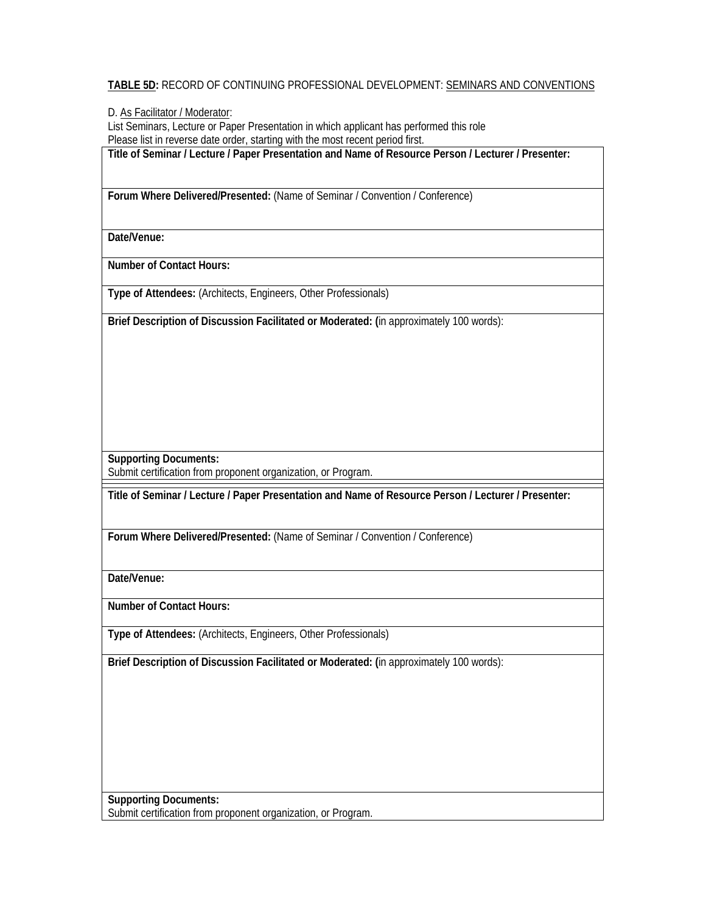**TABLE 5D:** RECORD OF CONTINUING PROFESSIONAL DEVELOPMENT: SEMINARS AND CONVENTIONS

D. As Facilitator / Moderator:
List Seminars, Lecture or Paper Presentation in which applicant has performed this role
Please list in reverse date order, starting with the most recent period first.

| **Title of Seminar / Lecture / Paper Presentation and Name of Resource Person / Lecturer / Presenter:** |
|---|
| **Forum Where Delivered/Presented:** (Name of Seminar / Convention / Conference) |
| **Date/Venue:** |
| **Number of Contact Hours:** |
| **Type of Attendees:** (Architects, Engineers, Other Professionals) |
| **Brief Description of Discussion Facilitated or Moderated: (**in approximately 100 words): |
| **Supporting Documents:** Submit certification from proponent organization, or Program. |

| **Title of Seminar / Lecture / Paper Presentation and Name of Resource Person / Lecturer / Presenter:** |
|---|
| **Forum Where Delivered/Presented:** (Name of Seminar / Convention / Conference) |
| **Date/Venue:** |
| **Number of Contact Hours:** |
| **Type of Attendees:** (Architects, Engineers, Other Professionals) |
| **Brief Description of Discussion Facilitated or Moderated: (**in approximately 100 words): |
| **Supporting Documents:** Submit certification from proponent organization, or Program. |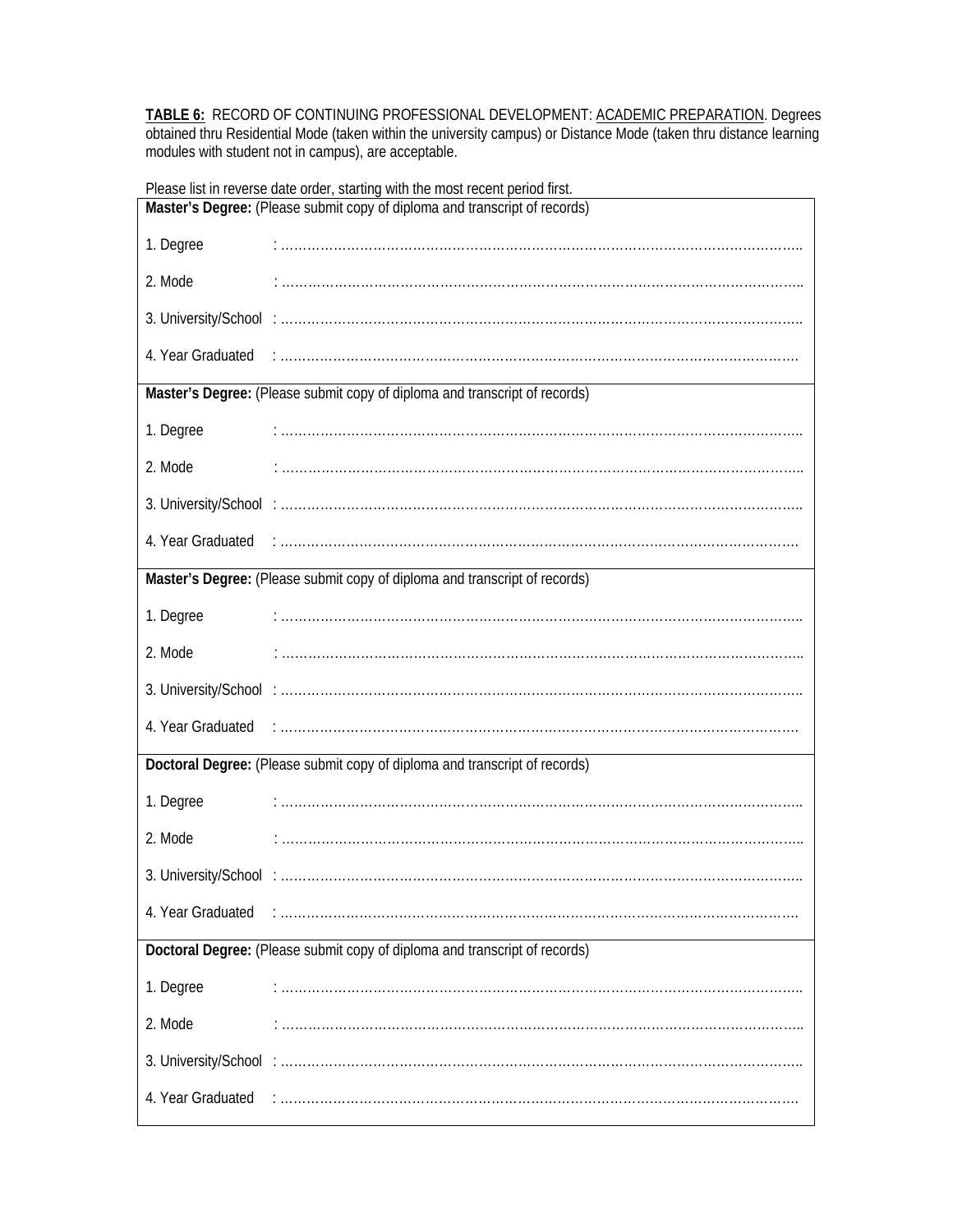**TABLE 6:** RECORD OF CONTINUING PROFESSIONAL DEVELOPMENT: ACADEMIC PREPARATION. Degrees obtained thru Residential Mode (taken within the university campus) or Distance Mode (taken thru distance learning modules with student not in campus), are acceptable.

Please list in reverse date order, starting with the most recent period first.

**Master's Degree:** (Please submit copy of diploma and transcript of records)

1. Degree : ……………………………………………………………………………………………………..
2. Mode : ……………………………………………………………………………………………………..
3. University/School : ……………………………………………………………………………………………………..
4. Year Graduated : ……………………………………………………………………………………………………

**Master's Degree:** (Please submit copy of diploma and transcript of records)

1. Degree : ……………………………………………………………………………………………………..
2. Mode : ……………………………………………………………………………………………………..
3. University/School : ……………………………………………………………………………………………………..
4. Year Graduated : ……………………………………………………………………………………………………

**Master's Degree:** (Please submit copy of diploma and transcript of records)

1. Degree : ……………………………………………………………………………………………………..
2. Mode : ……………………………………………………………………………………………………..
3. University/School : ……………………………………………………………………………………………………..
4. Year Graduated : ……………………………………………………………………………………………………

**Doctoral Degree:** (Please submit copy of diploma and transcript of records)

1. Degree : ……………………………………………………………………………………………………..
2. Mode : ……………………………………………………………………………………………………..
3. University/School : ……………………………………………………………………………………………………..
4. Year Graduated : ……………………………………………………………………………………………………

**Doctoral Degree:** (Please submit copy of diploma and transcript of records)

1. Degree : ……………………………………………………………………………………………………..
2. Mode : ……………………………………………………………………………………………………..
3. University/School : ……………………………………………………………………………………………………..
4. Year Graduated : ……………………………………………………………………………………………………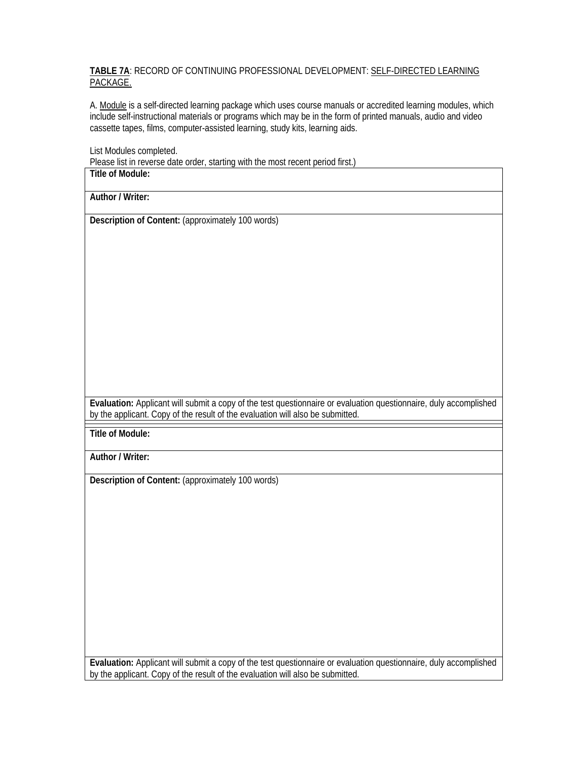**<u>TABLE 7A</u>**: RECORD OF CONTINUING PROFESSIONAL DEVELOPMENT: <u>SELF-DIRECTED LEARNING PACKAGE.</u>

A. <u>Module</u> is a self-directed learning package which uses course manuals or accredited learning modules, which include self-instructional materials or programs which may be in the form of printed manuals, audio and video cassette tapes, films, computer-assisted learning, study kits, learning aids.

List Modules completed.
Please list in reverse date order, starting with the most recent period first.)

| **Title of Module:** |
|---|
| **Author / Writer:** |
| **Description of Content:** (approximately 100 words) |
| **Evaluation:** Applicant will submit a copy of the test questionnaire or evaluation questionnaire, duly accomplished by the applicant. Copy of the result of the evaluation will also be submitted. |

| **Title of Module:** |
|---|
| **Author / Writer:** |
| **Description of Content:** (approximately 100 words) |
| **Evaluation:** Applicant will submit a copy of the test questionnaire or evaluation questionnaire, duly accomplished by the applicant. Copy of the result of the evaluation will also be submitted. |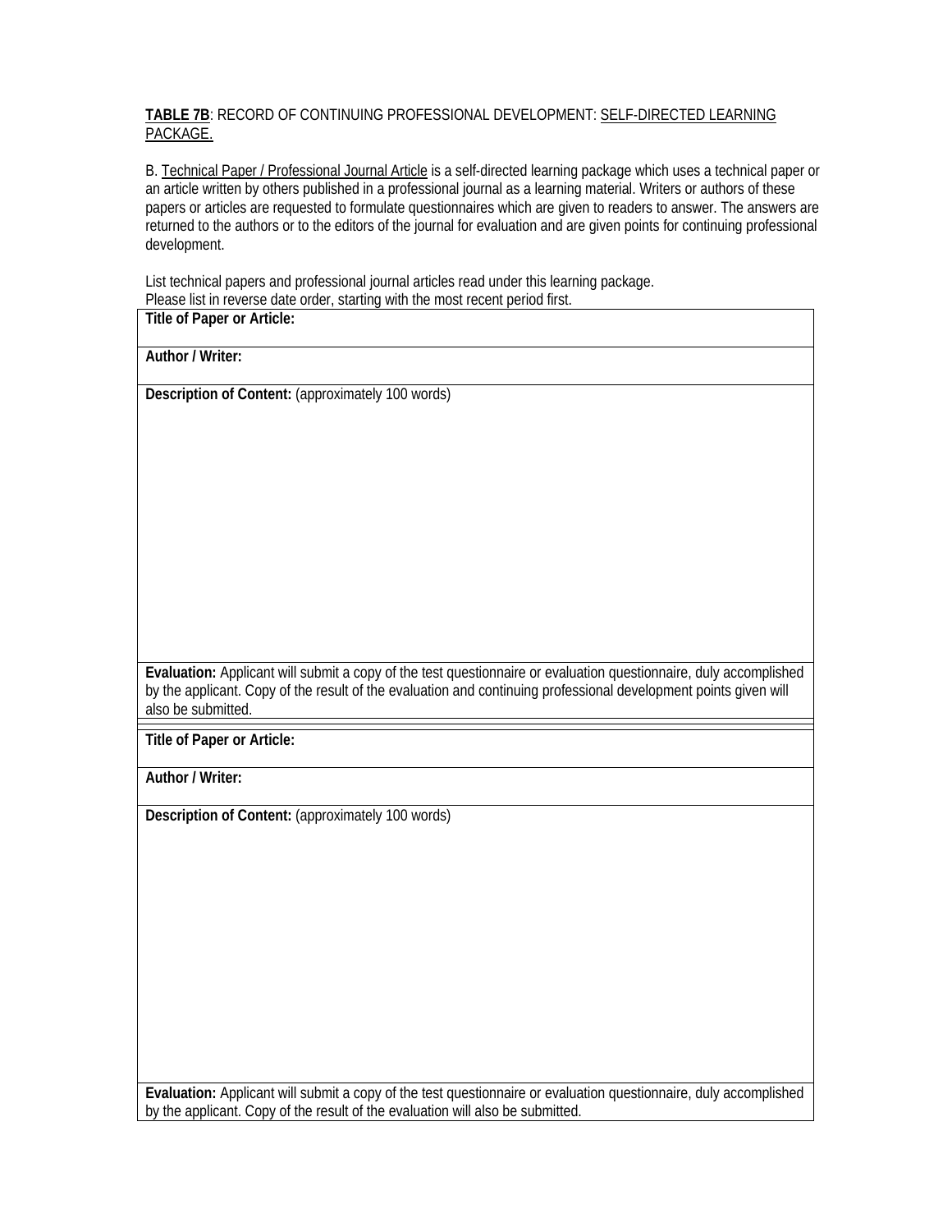**TABLE 7B**: RECORD OF CONTINUING PROFESSIONAL DEVELOPMENT: SELF-DIRECTED LEARNING PACKAGE.

B. Technical Paper / Professional Journal Article is a self-directed learning package which uses a technical paper or an article written by others published in a professional journal as a learning material. Writers or authors of these papers or articles are requested to formulate questionnaires which are given to readers to answer. The answers are returned to the authors or to the editors of the journal for evaluation and are given points for continuing professional development.

List technical papers and professional journal articles read under this learning package.
Please list in reverse date order, starting with the most recent period first.

| **Title of Paper or Article:** |
| --- |
| **Author / Writer:** |
| **Description of Content:** (approximately 100 words) |
| **Evaluation:** Applicant will submit a copy of the test questionnaire or evaluation questionnaire, duly accomplished by the applicant. Copy of the result of the evaluation and continuing professional development points given will also be submitted. |

| **Title of Paper or Article:** |
| --- |
| **Author / Writer:** |
| **Description of Content:** (approximately 100 words) |
| **Evaluation:** Applicant will submit a copy of the test questionnaire or evaluation questionnaire, duly accomplished by the applicant. Copy of the result of the evaluation will also be submitted. |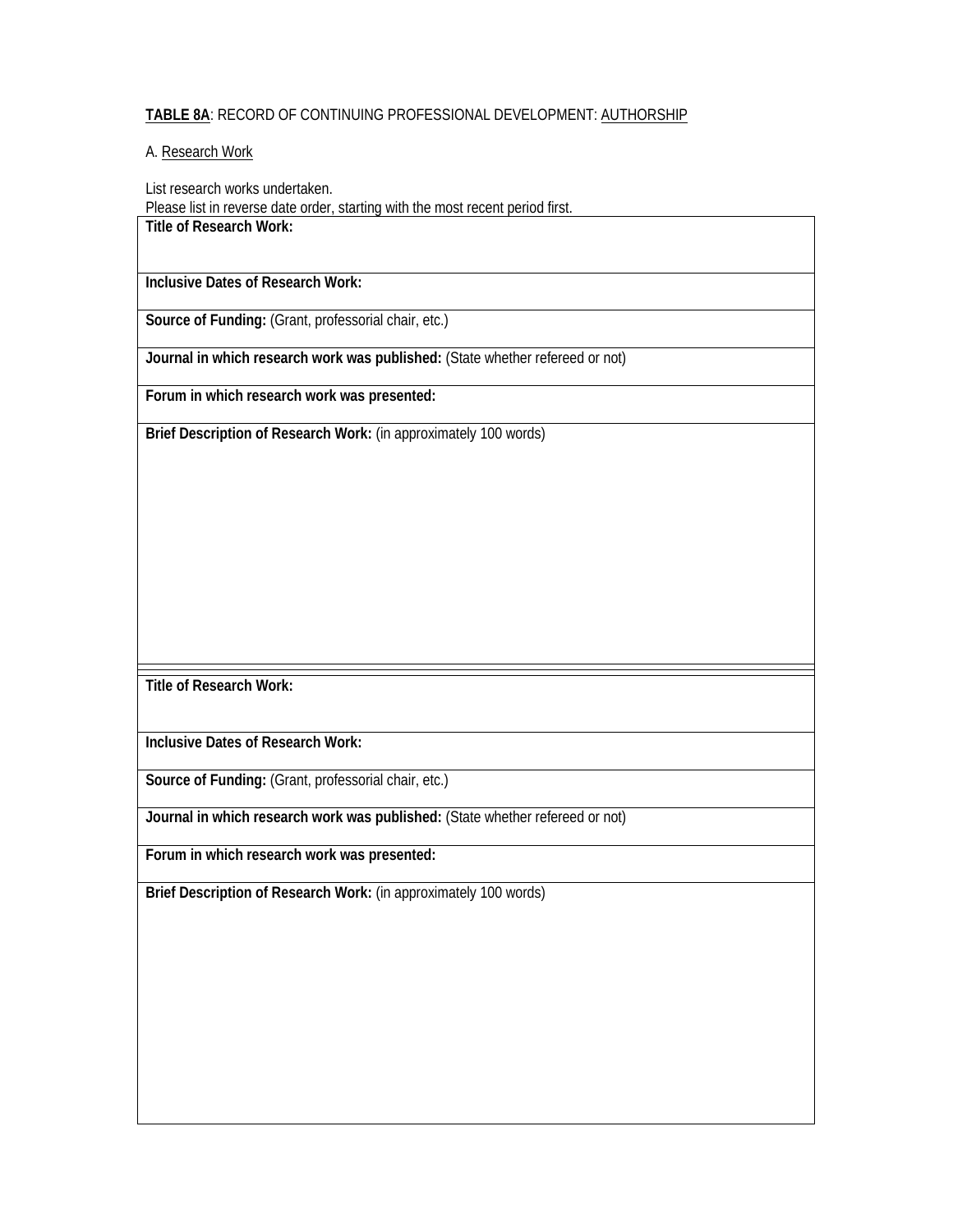**<u>TABLE 8A</u>**: RECORD OF CONTINUING PROFESSIONAL DEVELOPMENT: <u>AUTHORSHIP</u>

A. <u>Research Work</u>

List research works undertaken.
Please list in reverse date order, starting with the most recent period first.

| **Title of Research Work:** |
|---|
| **Inclusive Dates of Research Work:** |
| **Source of Funding:** (Grant, professorial chair, etc.) |
| **Journal in which research work was published:** (State whether refereed or not) |
| **Forum in which research work was presented:** |
| **Brief Description of Research Work:** (in approximately 100 words) |

| **Title of Research Work:** |
|---|
| **Inclusive Dates of Research Work:** |
| **Source of Funding:** (Grant, professorial chair, etc.) |
| **Journal in which research work was published:** (State whether refereed or not) |
| **Forum in which research work was presented:** |
| **Brief Description of Research Work:** (in approximately 100 words) |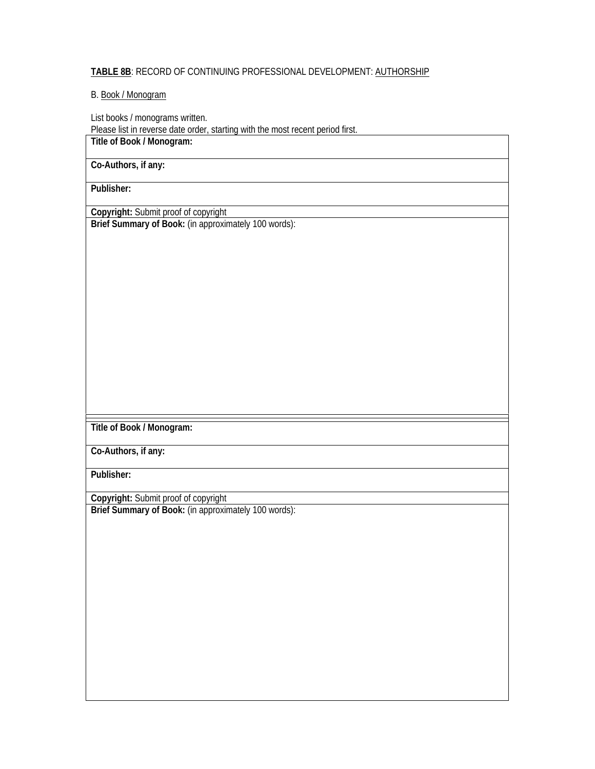**<u>TABLE 8B</u>**: RECORD OF CONTINUING PROFESSIONAL DEVELOPMENT: <u>AUTHORSHIP</u>

B. <u>Book / Monogram</u>

List books / monograms written.
Please list in reverse date order, starting with the most recent period first.

| **Title of Book / Monogram:** |
|---|
| **Co-Authors, if any:** |
| **Publisher:** |
| **Copyright:** Submit proof of copyright |
| **Brief Summary of Book:** (in approximately 100 words): |

| **Title of Book / Monogram:** |
|---|
| **Co-Authors, if any:** |
| **Publisher:** |
| **Copyright:** Submit proof of copyright |
| **Brief Summary of Book:** (in approximately 100 words): |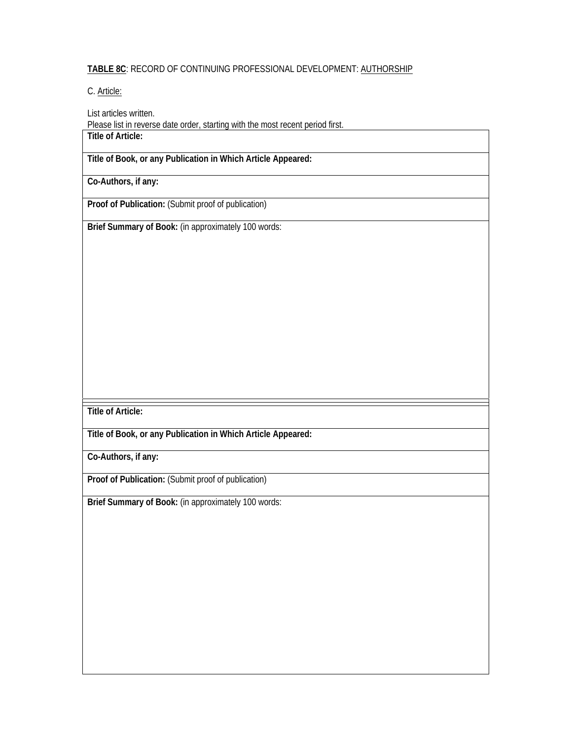**TABLE 8C**: RECORD OF CONTINUING PROFESSIONAL DEVELOPMENT: AUTHORSHIP

C. Article:

List articles written.
Please list in reverse date order, starting with the most recent period first.

| **Title of Article:** |
|---|
| **Title of Book, or any Publication in Which Article Appeared:** |
| **Co-Authors, if any:** |
| **Proof of Publication:** (Submit proof of publication) |
| **Brief Summary of Book:** (in approximately 100 words: |

| **Title of Article:** |
|---|
| **Title of Book, or any Publication in Which Article Appeared:** |
| **Co-Authors, if any:** |
| **Proof of Publication:** (Submit proof of publication) |
| **Brief Summary of Book:** (in approximately 100 words: |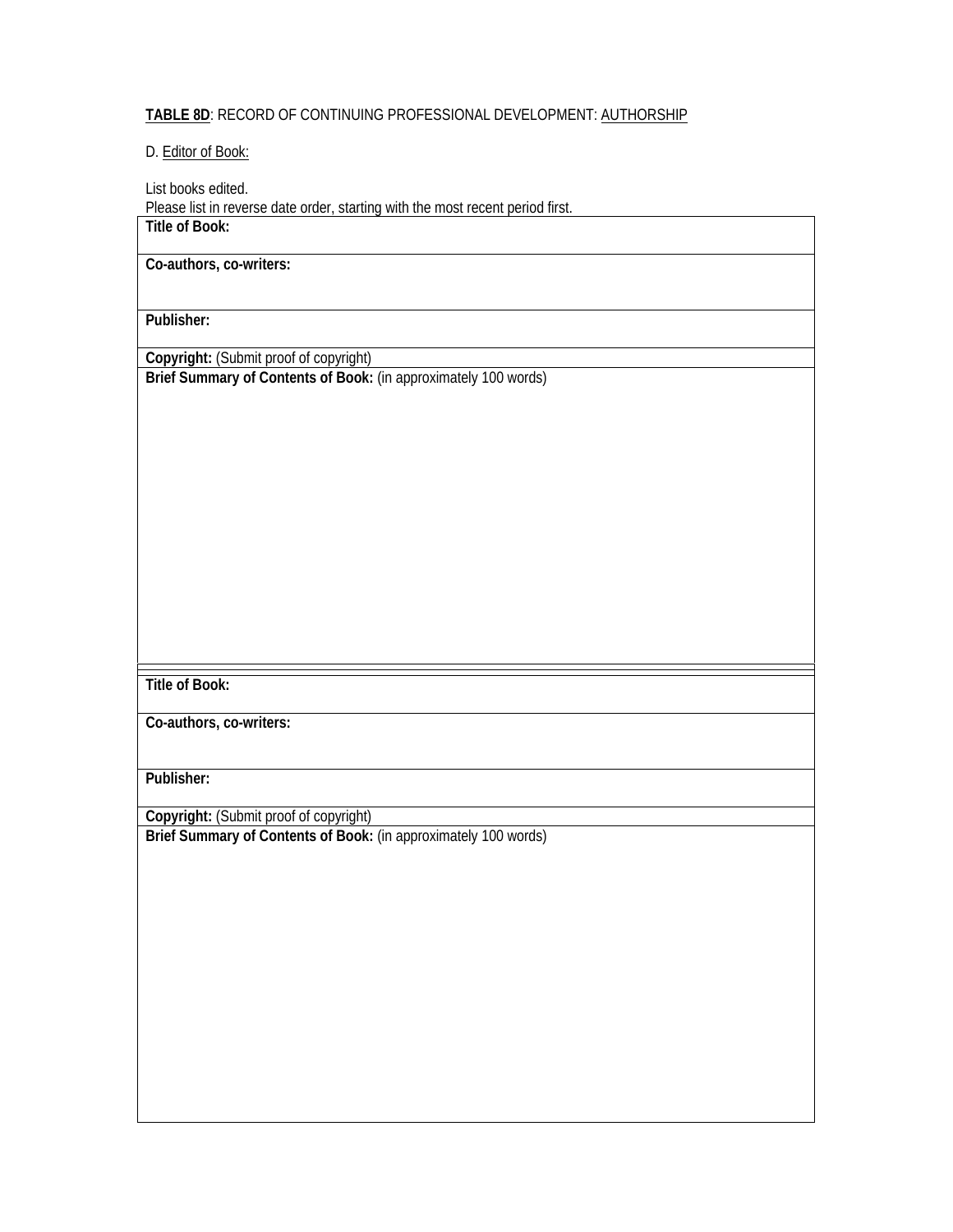**TABLE 8D**: RECORD OF CONTINUING PROFESSIONAL DEVELOPMENT: AUTHORSHIP

D. Editor of Book:

List books edited.
Please list in reverse date order, starting with the most recent period first.

| **Title of Book:** |
|---|
| **Co-authors, co-writers:** |
| **Publisher:** |
| **Copyright:** (Submit proof of copyright) |
| **Brief Summary of Contents of Book:** (in approximately 100 words) |

| **Title of Book:** |
|---|
| **Co-authors, co-writers:** |
| **Publisher:** |
| **Copyright:** (Submit proof of copyright) |
| **Brief Summary of Contents of Book:** (in approximately 100 words) |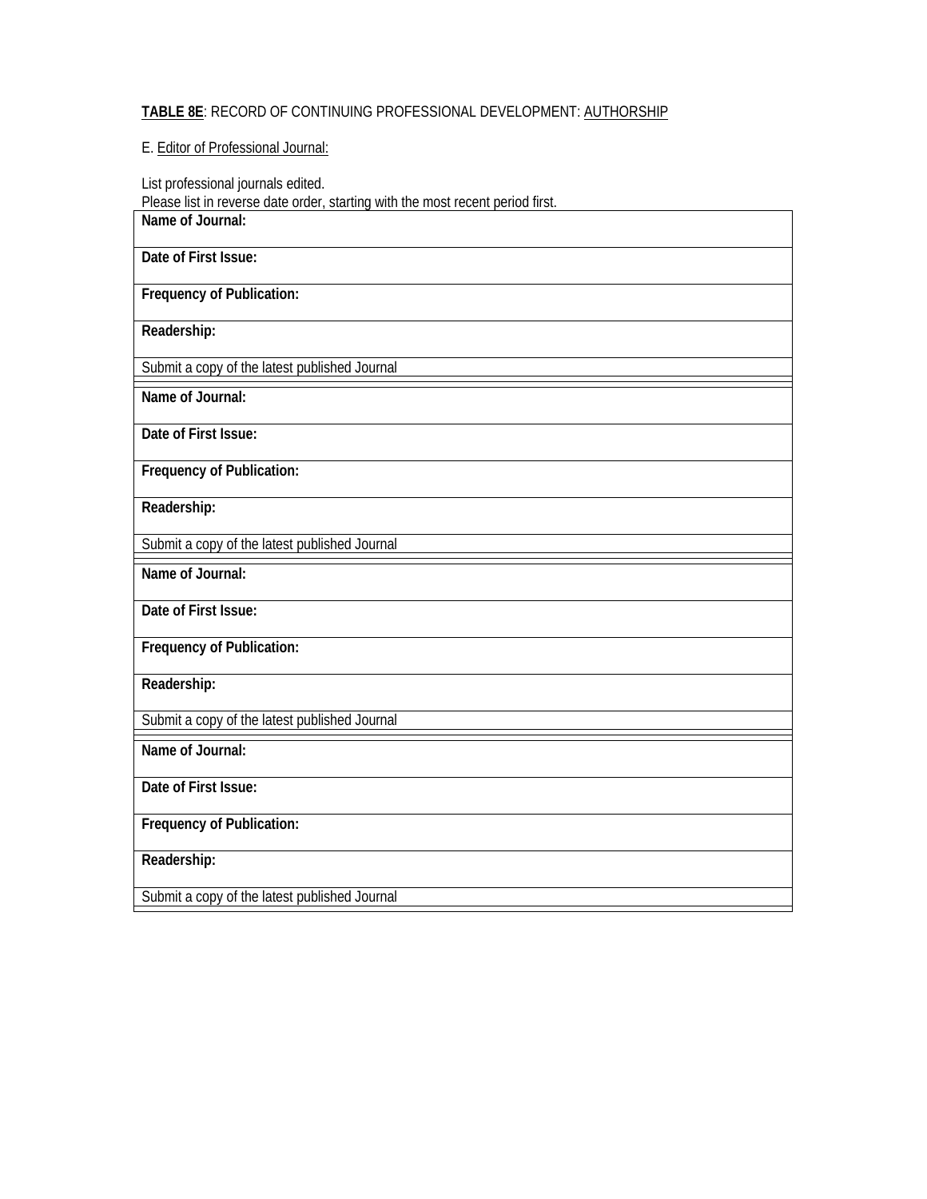**TABLE 8E**: RECORD OF CONTINUING PROFESSIONAL DEVELOPMENT: AUTHORSHIP

E. Editor of Professional Journal:

List professional journals edited.
Please list in reverse date order, starting with the most recent period first.

| **Name of Journal:** |
|---|
| **Date of First Issue:** |
| **Frequency of Publication:** |
| **Readership:** |
| Submit a copy of the latest published Journal |

| **Name of Journal:** |
|---|
| **Date of First Issue:** |
| **Frequency of Publication:** |
| **Readership:** |
| Submit a copy of the latest published Journal |

| **Name of Journal:** |
|---|
| **Date of First Issue:** |
| **Frequency of Publication:** |
| **Readership:** |
| Submit a copy of the latest published Journal |

| **Name of Journal:** |
|---|
| **Date of First Issue:** |
| **Frequency of Publication:** |
| **Readership:** |
| Submit a copy of the latest published Journal |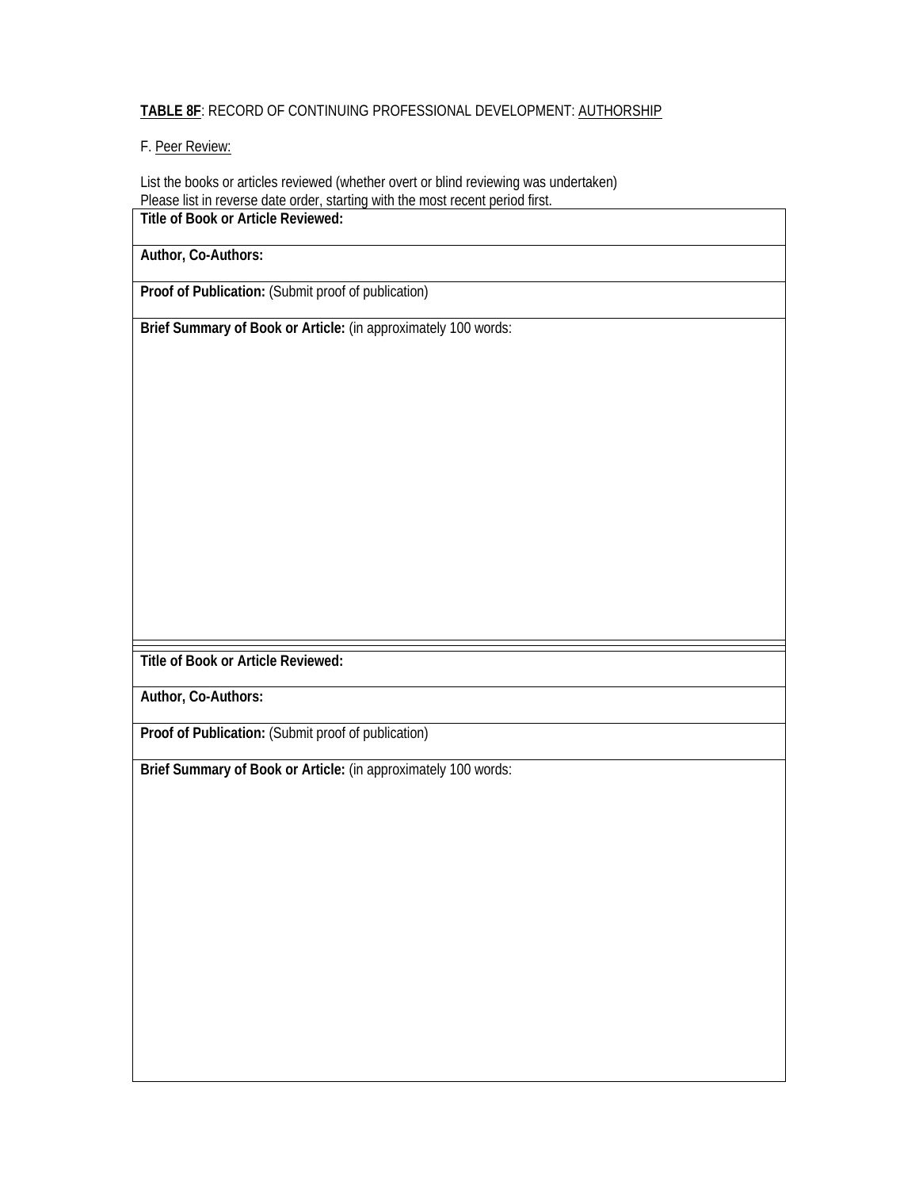**TABLE 8F**: RECORD OF CONTINUING PROFESSIONAL DEVELOPMENT: AUTHORSHIP

F. Peer Review:

List the books or articles reviewed (whether overt or blind reviewing was undertaken)
Please list in reverse date order, starting with the most recent period first.

| **Title of Book or Article Reviewed:** |
|---|
| **Author, Co-Authors:** |
| **Proof of Publication:** (Submit proof of publication) |
| **Brief Summary of Book or Article:** (in approximately 100 words: |

| **Title of Book or Article Reviewed:** |
|---|
| **Author, Co-Authors:** |
| **Proof of Publication:** (Submit proof of publication) |
| **Brief Summary of Book or Article:** (in approximately 100 words: |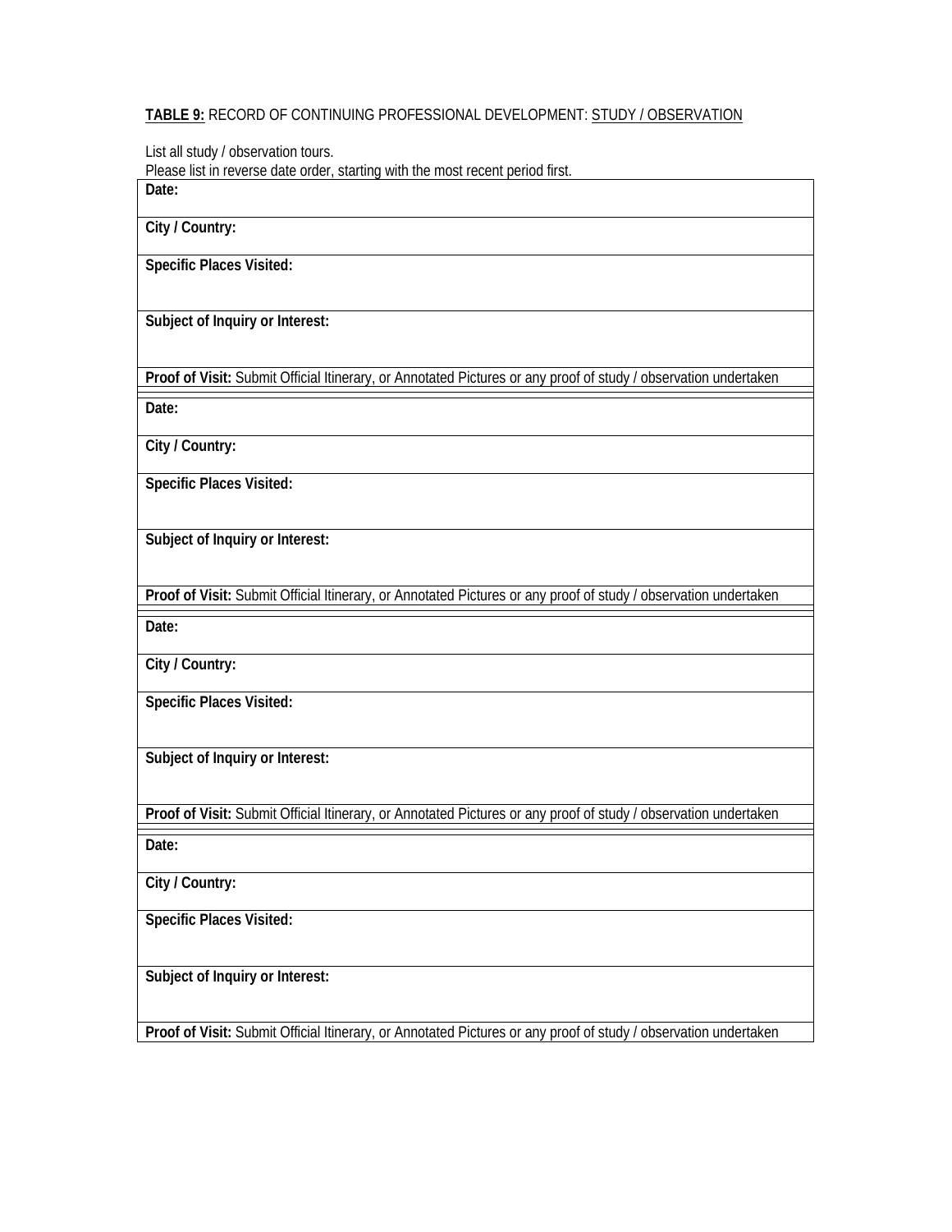**TABLE 9:** RECORD OF CONTINUING PROFESSIONAL DEVELOPMENT: STUDY / OBSERVATION

List all study / observation tours.
Please list in reverse date order, starting with the most recent period first.

| **Date:** |
|---|
| **City / Country:** |
| **Specific Places Visited:** |
| **Subject of Inquiry or Interest:** |
| **Proof of Visit:** Submit Official Itinerary, or Annotated Pictures or any proof of study / observation undertaken |

| **Date:** |
|---|
| **City / Country:** |
| **Specific Places Visited:** |
| **Subject of Inquiry or Interest:** |
| **Proof of Visit:** Submit Official Itinerary, or Annotated Pictures or any proof of study / observation undertaken |

| **Date:** |
|---|
| **City / Country:** |
| **Specific Places Visited:** |
| **Subject of Inquiry or Interest:** |
| **Proof of Visit:** Submit Official Itinerary, or Annotated Pictures or any proof of study / observation undertaken |

| **Date:** |
|---|
| **City / Country:** |
| **Specific Places Visited:** |
| **Subject of Inquiry or Interest:** |
| **Proof of Visit:** Submit Official Itinerary, or Annotated Pictures or any proof of study / observation undertaken |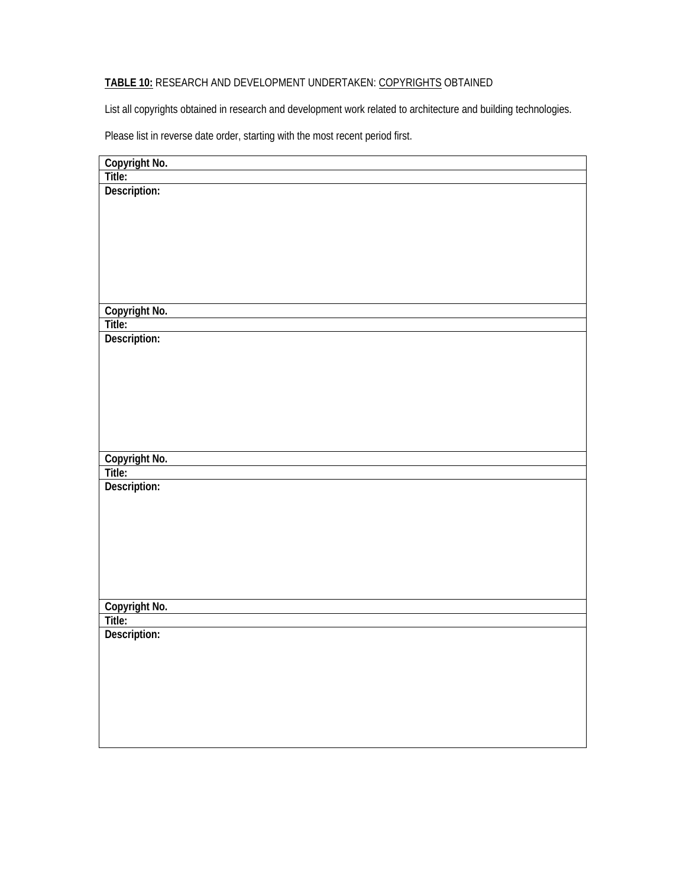**<u>TABLE 10:</u>** RESEARCH AND DEVELOPMENT UNDERTAKEN: <u>COPYRIGHTS</u> OBTAINED

List all copyrights obtained in research and development work related to architecture and building technologies.

Please list in reverse date order, starting with the most recent period first.

| **Copyright No.** |
|---|
| **Title:** |
| **Description:** |
| **Copyright No.** |
| **Title:** |
| **Description:** |
| **Copyright No.** |
| **Title:** |
| **Description:** |
| **Copyright No.** |
| **Title:** |
| **Description:** |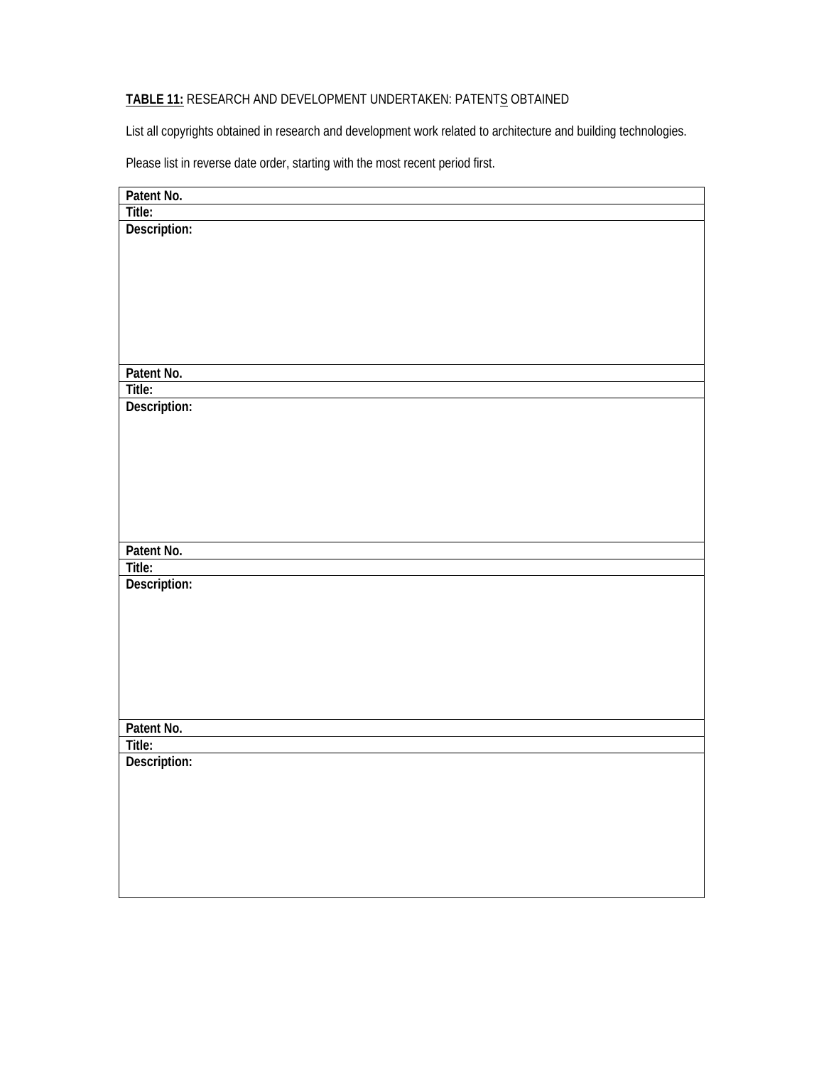**TABLE 11:** RESEARCH AND DEVELOPMENT UNDERTAKEN: PATENTS OBTAINED

List all copyrights obtained in research and development work related to architecture and building technologies.

Please list in reverse date order, starting with the most recent period first.

| **Patent No.** |
|---|
| **Title:** |
| **Description:** |
| **Patent No.** |
| **Title:** |
| **Description:** |
| **Patent No.** |
| **Title:** |
| **Description:** |
| **Patent No.** |
| **Title:** |
| **Description:** |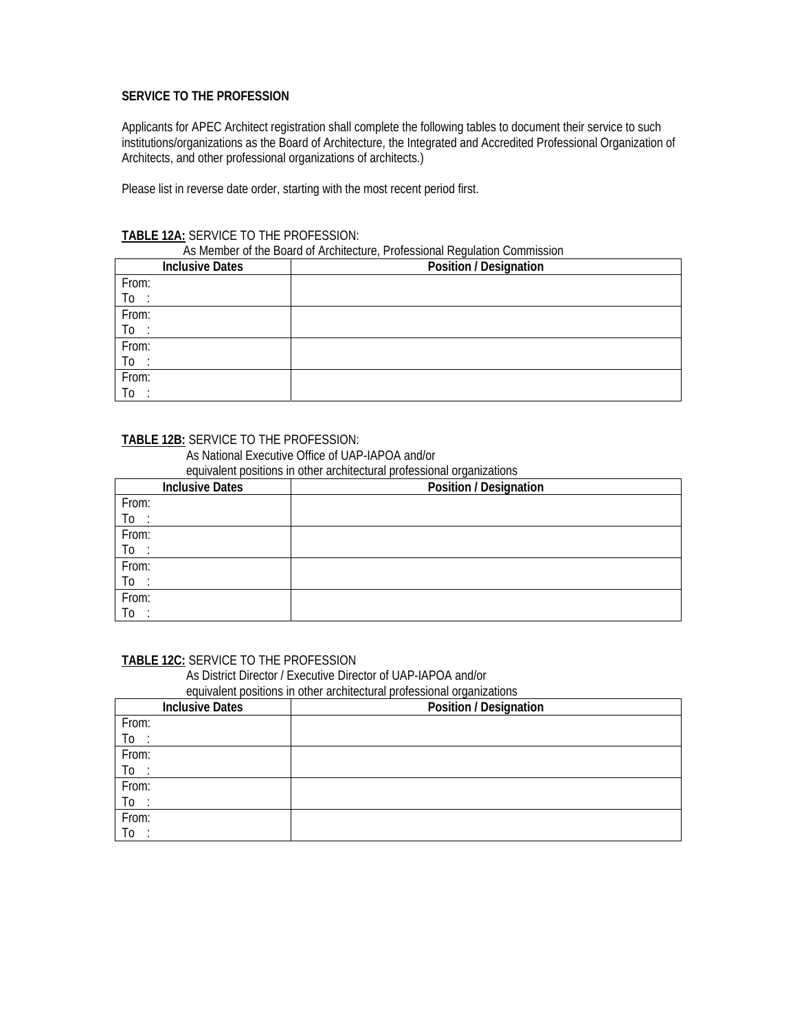**SERVICE TO THE PROFESSION**

Applicants for APEC Architect registration shall complete the following tables to document their service to such institutions/organizations as the Board of Architecture, the Integrated and Accredited Professional Organization of Architects, and other professional organizations of architects.)

Please list in reverse date order, starting with the most recent period first.

**TABLE 12A:** SERVICE TO THE PROFESSION:
As Member of the Board of Architecture, Professional Regulation Commission

| Inclusive Dates | Position / Designation |
|---|---|
| From:<br>To : | |
| From:<br>To : | |
| From:<br>To : | |
| From:<br>To : | |

**TABLE 12B:** SERVICE TO THE PROFESSION:
As National Executive Office of UAP-IAPOA and/or
equivalent positions in other architectural professional organizations

| Inclusive Dates | Position / Designation |
|---|---|
| From:<br>To : | |
| From:<br>To : | |
| From:<br>To : | |
| From:<br>To : | |

**TABLE 12C:** SERVICE TO THE PROFESSION
As District Director / Executive Director of UAP-IAPOA and/or
equivalent positions in other architectural professional organizations

| Inclusive Dates | Position / Designation |
|---|---|
| From:<br>To : | |
| From:<br>To : | |
| From:<br>To : | |
| From:<br>To : | |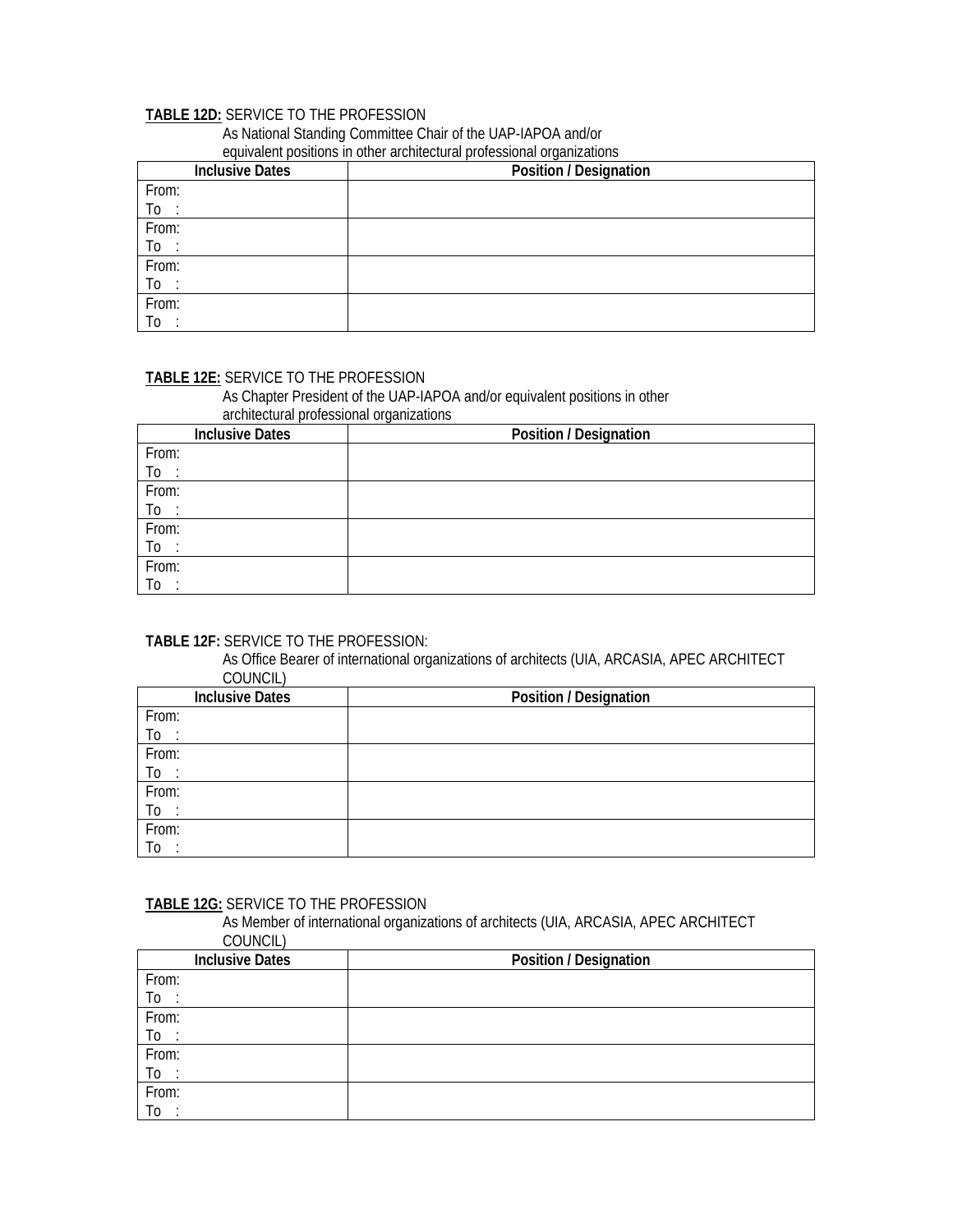**TABLE 12D:** SERVICE TO THE PROFESSION

As National Standing Committee Chair of the UAP-IAPOA and/or equivalent positions in other architectural professional organizations

| Inclusive Dates | Position / Designation |
|---|---|
| From:<br>To : | |
| From:<br>To : | |
| From:<br>To : | |
| From:<br>To : | |

**TABLE 12E:** SERVICE TO THE PROFESSION

As Chapter President of the UAP-IAPOA and/or equivalent positions in other architectural professional organizations

| Inclusive Dates | Position / Designation |
|---|---|
| From:<br>To : | |
| From:<br>To : | |
| From:<br>To : | |
| From:<br>To : | |

**TABLE 12F:** SERVICE TO THE PROFESSION:

As Office Bearer of international organizations of architects (UIA, ARCASIA, APEC ARCHITECT COUNCIL)

| Inclusive Dates | Position / Designation |
|---|---|
| From:<br>To : | |
| From:<br>To : | |
| From:<br>To : | |
| From:<br>To : | |

**TABLE 12G:** SERVICE TO THE PROFESSION

As Member of international organizations of architects (UIA, ARCASIA, APEC ARCHITECT COUNCIL)

| Inclusive Dates | Position / Designation |
|---|---|
| From:<br>To : | |
| From:<br>To : | |
| From:<br>To : | |
| From:<br>To : | |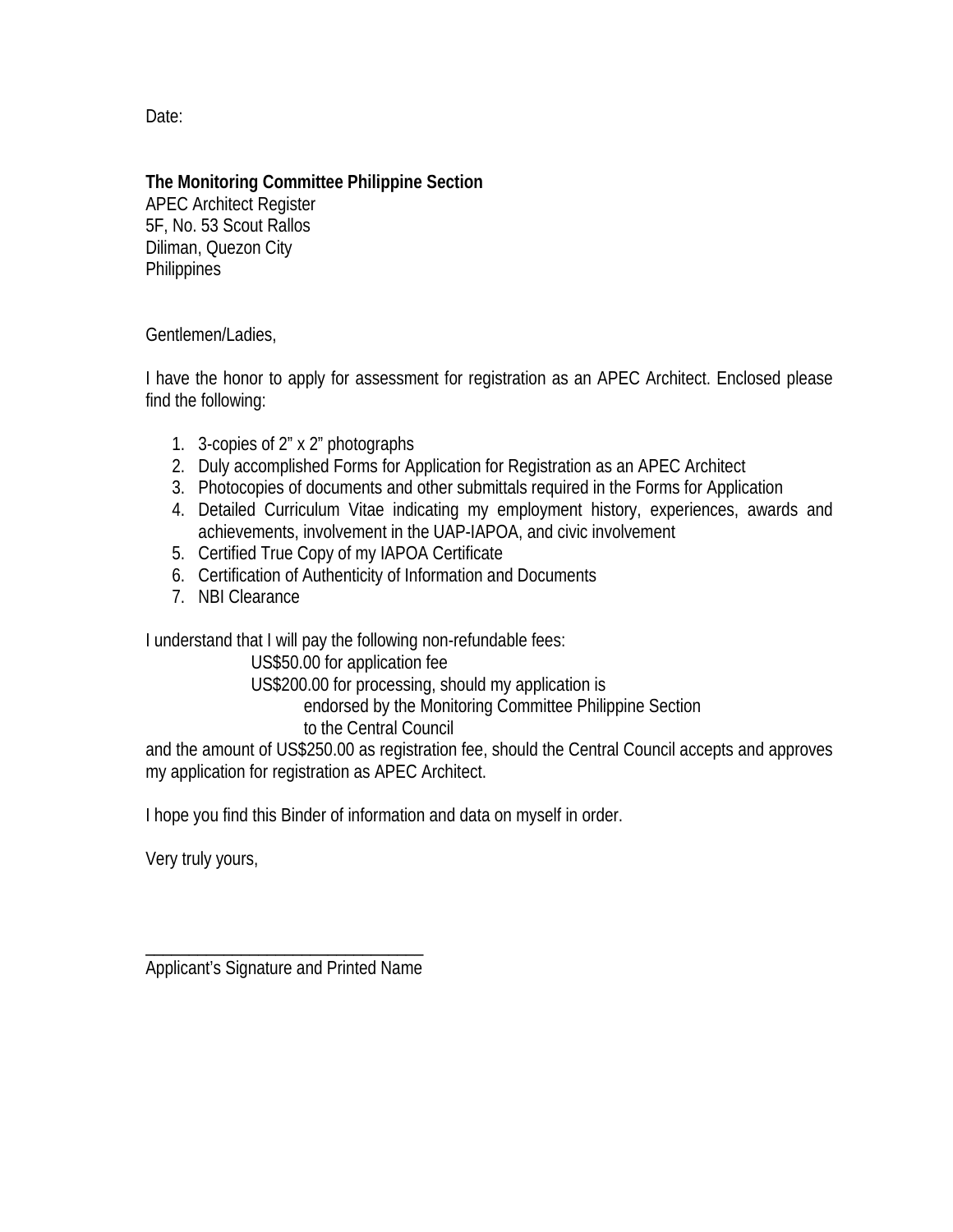Date:

**The Monitoring Committee Philippine Section**
APEC Architect Register
5F, No. 53 Scout Rallos
Diliman, Quezon City
Philippines

Gentlemen/Ladies,

I have the honor to apply for assessment for registration as an APEC Architect. Enclosed please find the following:

1. 3-copies of 2" x 2" photographs
2. Duly accomplished Forms for Application for Registration as an APEC Architect
3. Photocopies of documents and other submittals required in the Forms for Application
4. Detailed Curriculum Vitae indicating my employment history, experiences, awards and achievements, involvement in the UAP-IAPOA, and civic involvement
5. Certified True Copy of my IAPOA Certificate
6. Certification of Authenticity of Information and Documents
7. NBI Clearance

I understand that I will pay the following non-refundable fees:

US$50.00 for application fee
US$200.00 for processing, should my application is endorsed by the Monitoring Committee Philippine Section to the Central Council

and the amount of US$250.00 as registration fee, should the Central Council accepts and approves my application for registration as APEC Architect.

I hope you find this Binder of information and data on myself in order.

Very truly yours,

\_\_\_\_\_\_\_\_\_\_\_\_\_\_\_\_\_\_\_\_\_\_\_\_\_\_\_\_\_\_\_\_
Applicant's Signature and Printed Name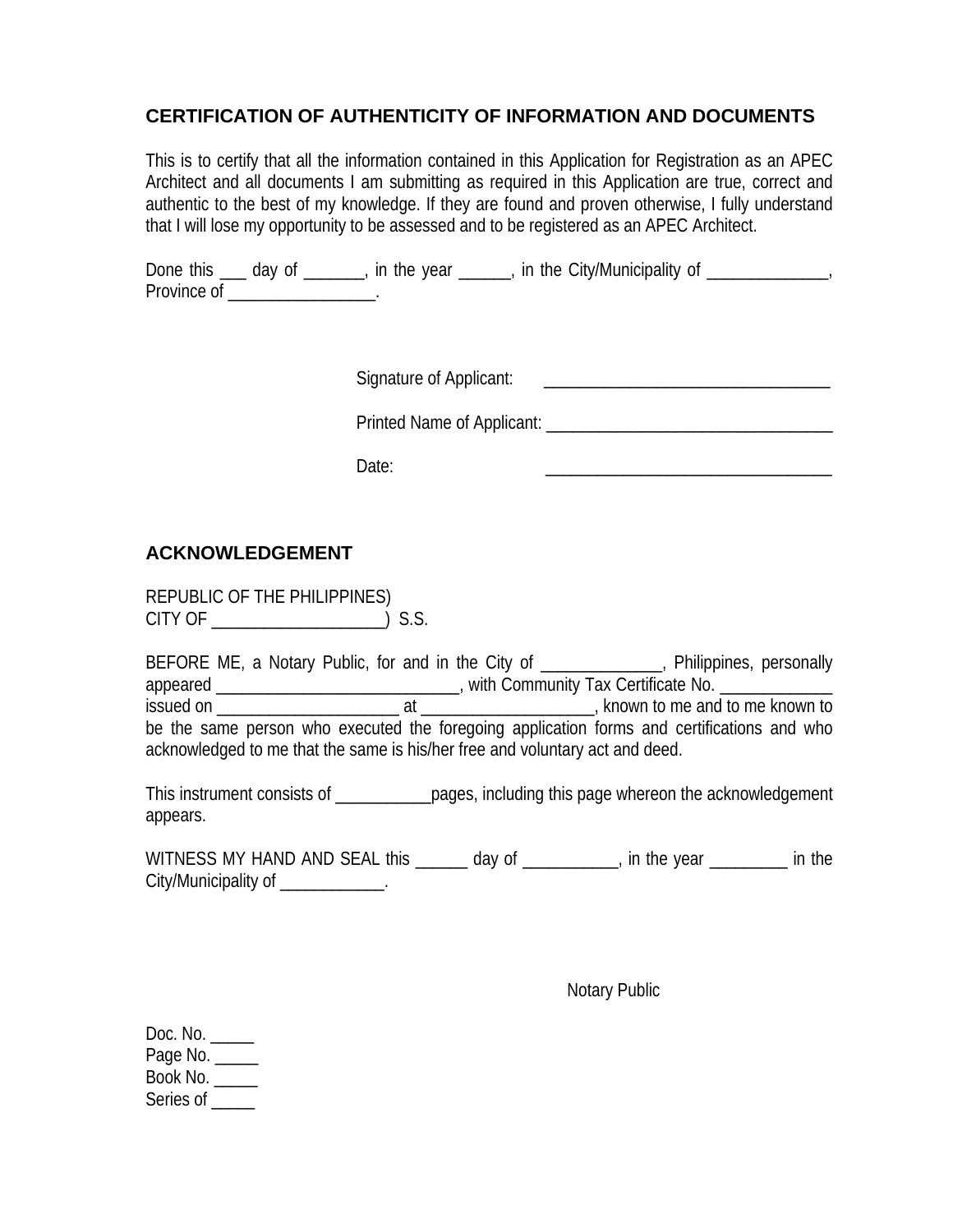## CERTIFICATION OF AUTHENTICITY OF INFORMATION AND DOCUMENTS

This is to certify that all the information contained in this Application for Registration as an APEC Architect and all documents I am submitting as required in this Application are true, correct and authentic to the best of my knowledge. If they are found and proven otherwise, I fully understand that I will lose my opportunity to be assessed and to be registered as an APEC Architect.

Done this ___ day of _______, in the year ______, in the City/Municipality of ______________, Province of _________________.

Signature of Applicant: __________________________________

Printed Name of Applicant: __________________________________

Date: __________________________________

## ACKNOWLEDGEMENT

REPUBLIC OF THE PHILIPPINES)
CITY OF ____________________) S.S.

BEFORE ME, a Notary Public, for and in the City of ______________, Philippines, personally appeared ____________________________, with Community Tax Certificate No. _____________ issued on _____________________ at ____________________, known to me and to me known to be the same person who executed the foregoing application forms and certifications and who acknowledged to me that the same is his/her free and voluntary act and deed.

This instrument consists of ___________pages, including this page whereon the acknowledgement appears.

WITNESS MY HAND AND SEAL this ______ day of ___________, in the year _________ in the City/Municipality of ____________.

Notary Public

Doc. No. _____
Page No. _____
Book No. _____
Series of _____